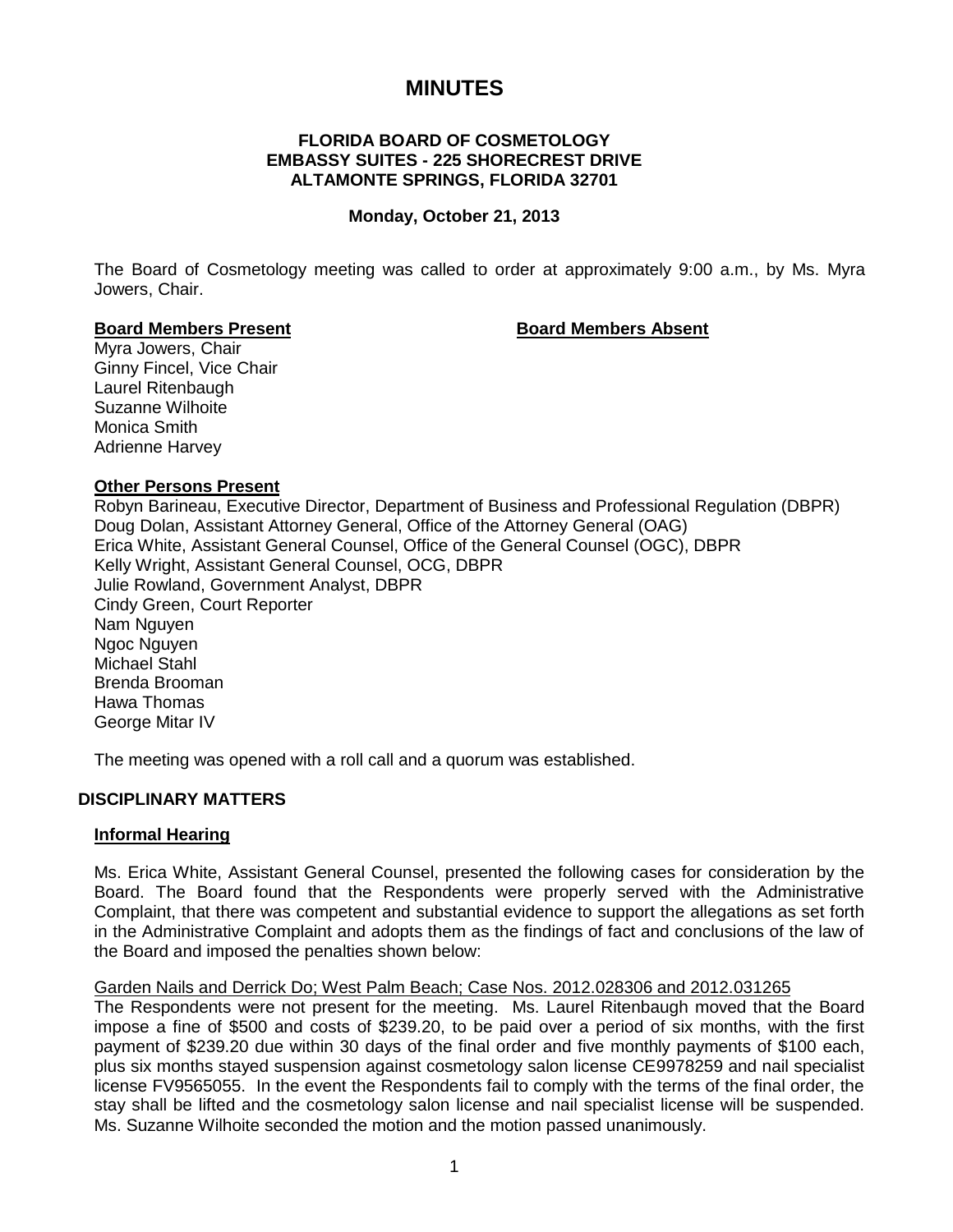# MINUTES

**FLORIDA BOARD OF COSMETOLOGY**
**EMBASSY SUITES - 225 SHORECREST DRIVE**
**ALTAMONTE SPRINGS, FLORIDA 32701**

**Monday, October 21, 2013**

The Board of Cosmetology meeting was called to order at approximately 9:00 a.m., by Ms. Myra Jowers, Chair.

**Board Members Present**

Myra Jowers, Chair
Ginny Fincel, Vice Chair
Laurel Ritenbaugh
Suzanne Wilhoite
Monica Smith
Adrienne Harvey

**Board Members Absent**

**Other Persons Present**

Robyn Barineau, Executive Director, Department of Business and Professional Regulation (DBPR)
Doug Dolan, Assistant Attorney General, Office of the Attorney General (OAG)
Erica White, Assistant General Counsel, Office of the General Counsel (OGC), DBPR
Kelly Wright, Assistant General Counsel, OCG, DBPR
Julie Rowland, Government Analyst, DBPR
Cindy Green, Court Reporter
Nam Nguyen
Ngoc Nguyen
Michael Stahl
Brenda Brooman
Hawa Thomas
George Mitar IV

The meeting was opened with a roll call and a quorum was established.

## DISCIPLINARY MATTERS

### Informal Hearing

Ms. Erica White, Assistant General Counsel, presented the following cases for consideration by the Board. The Board found that the Respondents were properly served with the Administrative Complaint, that there was competent and substantial evidence to support the allegations as set forth in the Administrative Complaint and adopts them as the findings of fact and conclusions of the law of the Board and imposed the penalties shown below:

Garden Nails and Derrick Do; West Palm Beach; Case Nos. 2012.028306 and 2012.031265

The Respondents were not present for the meeting. Ms. Laurel Ritenbaugh moved that the Board impose a fine of $500 and costs of $239.20, to be paid over a period of six months, with the first payment of $239.20 due within 30 days of the final order and five monthly payments of $100 each, plus six months stayed suspension against cosmetology salon license CE9978259 and nail specialist license FV9565055. In the event the Respondents fail to comply with the terms of the final order, the stay shall be lifted and the cosmetology salon license and nail specialist license will be suspended. Ms. Suzanne Wilhoite seconded the motion and the motion passed unanimously.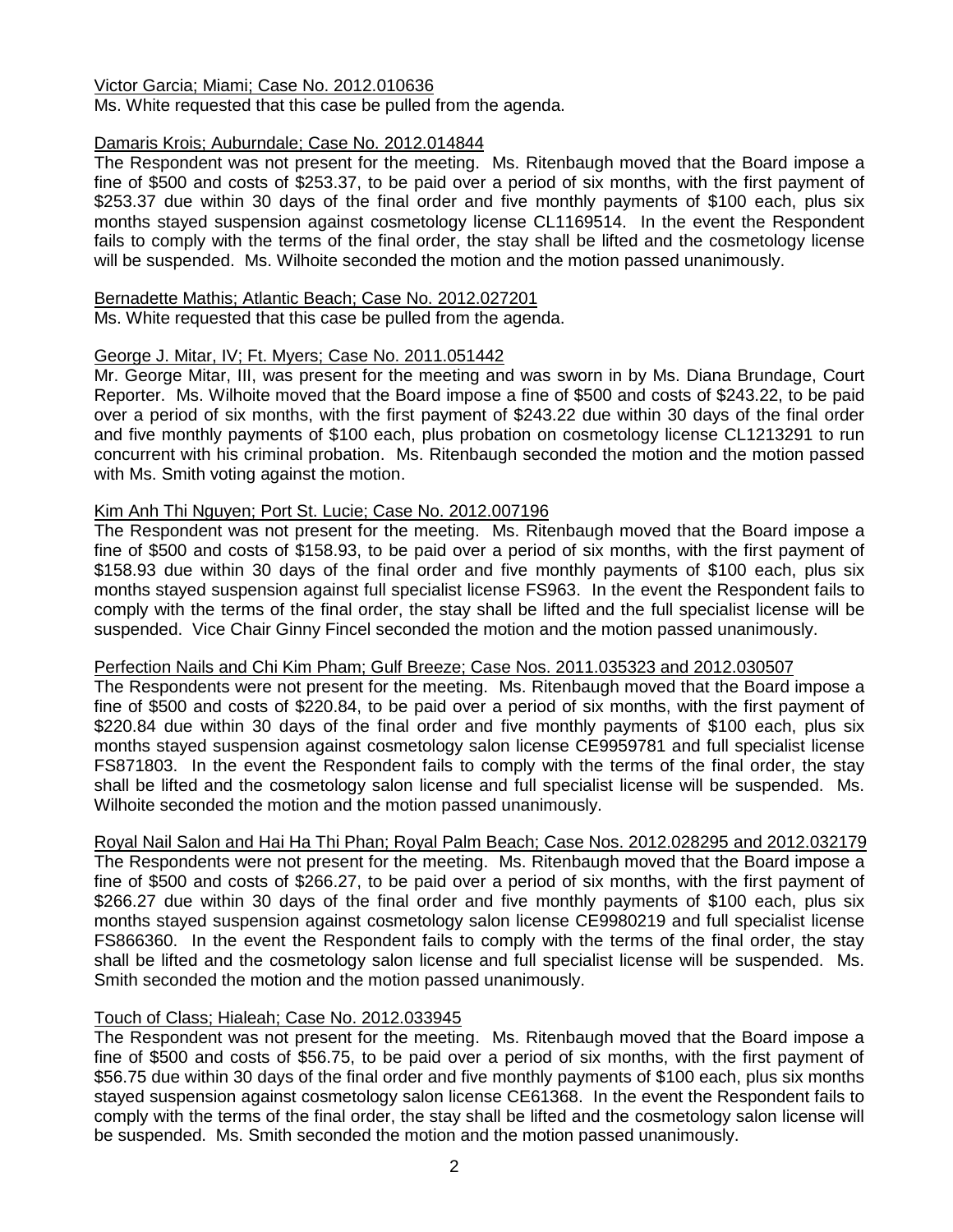Victor Garcia; Miami; Case No. 2012.010636

Ms. White requested that this case be pulled from the agenda.

Damaris Krois; Auburndale; Case No. 2012.014844

The Respondent was not present for the meeting. Ms. Ritenbaugh moved that the Board impose a fine of $500 and costs of $253.37, to be paid over a period of six months, with the first payment of $253.37 due within 30 days of the final order and five monthly payments of $100 each, plus six months stayed suspension against cosmetology license CL1169514. In the event the Respondent fails to comply with the terms of the final order, the stay shall be lifted and the cosmetology license will be suspended. Ms. Wilhoite seconded the motion and the motion passed unanimously.

Bernadette Mathis; Atlantic Beach; Case No. 2012.027201

Ms. White requested that this case be pulled from the agenda.

George J. Mitar, IV; Ft. Myers; Case No. 2011.051442

Mr. George Mitar, III, was present for the meeting and was sworn in by Ms. Diana Brundage, Court Reporter. Ms. Wilhoite moved that the Board impose a fine of $500 and costs of $243.22, to be paid over a period of six months, with the first payment of $243.22 due within 30 days of the final order and five monthly payments of $100 each, plus probation on cosmetology license CL1213291 to run concurrent with his criminal probation. Ms. Ritenbaugh seconded the motion and the motion passed with Ms. Smith voting against the motion.

Kim Anh Thi Nguyen; Port St. Lucie; Case No. 2012.007196

The Respondent was not present for the meeting. Ms. Ritenbaugh moved that the Board impose a fine of $500 and costs of $158.93, to be paid over a period of six months, with the first payment of $158.93 due within 30 days of the final order and five monthly payments of $100 each, plus six months stayed suspension against full specialist license FS963. In the event the Respondent fails to comply with the terms of the final order, the stay shall be lifted and the full specialist license will be suspended. Vice Chair Ginny Fincel seconded the motion and the motion passed unanimously.

Perfection Nails and Chi Kim Pham; Gulf Breeze; Case Nos. 2011.035323 and 2012.030507

The Respondents were not present for the meeting. Ms. Ritenbaugh moved that the Board impose a fine of $500 and costs of $220.84, to be paid over a period of six months, with the first payment of $220.84 due within 30 days of the final order and five monthly payments of $100 each, plus six months stayed suspension against cosmetology salon license CE9959781 and full specialist license FS871803. In the event the Respondent fails to comply with the terms of the final order, the stay shall be lifted and the cosmetology salon license and full specialist license will be suspended. Ms. Wilhoite seconded the motion and the motion passed unanimously.

Royal Nail Salon and Hai Ha Thi Phan; Royal Palm Beach; Case Nos. 2012.028295 and 2012.032179

The Respondents were not present for the meeting. Ms. Ritenbaugh moved that the Board impose a fine of $500 and costs of $266.27, to be paid over a period of six months, with the first payment of $266.27 due within 30 days of the final order and five monthly payments of $100 each, plus six months stayed suspension against cosmetology salon license CE9980219 and full specialist license FS866360. In the event the Respondent fails to comply with the terms of the final order, the stay shall be lifted and the cosmetology salon license and full specialist license will be suspended. Ms. Smith seconded the motion and the motion passed unanimously.

Touch of Class; Hialeah; Case No. 2012.033945

The Respondent was not present for the meeting. Ms. Ritenbaugh moved that the Board impose a fine of $500 and costs of $56.75, to be paid over a period of six months, with the first payment of $56.75 due within 30 days of the final order and five monthly payments of $100 each, plus six months stayed suspension against cosmetology salon license CE61368. In the event the Respondent fails to comply with the terms of the final order, the stay shall be lifted and the cosmetology salon license will be suspended. Ms. Smith seconded the motion and the motion passed unanimously.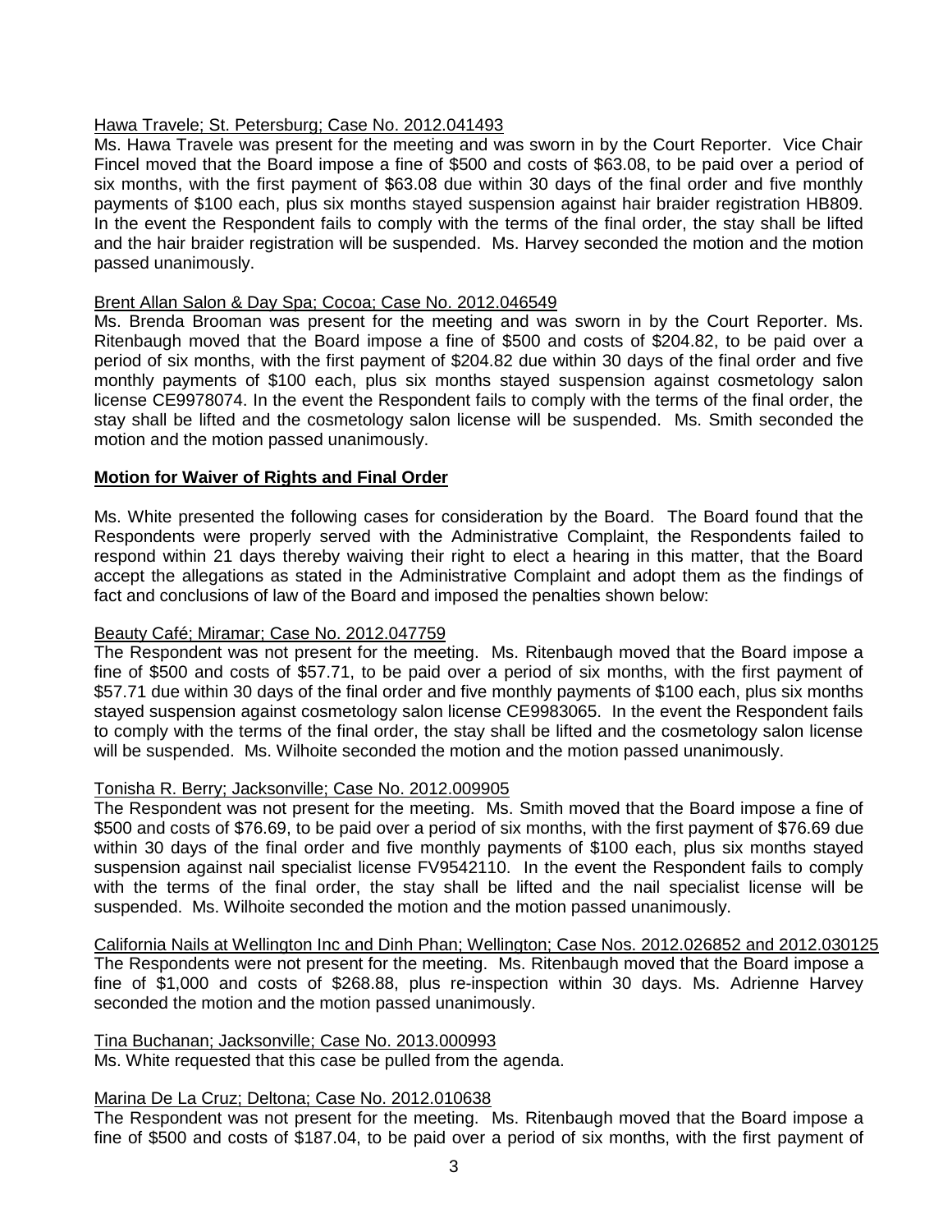Hawa Travele; St. Petersburg; Case No. 2012.041493

Ms. Hawa Travele was present for the meeting and was sworn in by the Court Reporter. Vice Chair Fincel moved that the Board impose a fine of $500 and costs of $63.08, to be paid over a period of six months, with the first payment of $63.08 due within 30 days of the final order and five monthly payments of $100 each, plus six months stayed suspension against hair braider registration HB809. In the event the Respondent fails to comply with the terms of the final order, the stay shall be lifted and the hair braider registration will be suspended. Ms. Harvey seconded the motion and the motion passed unanimously.

Brent Allan Salon & Day Spa; Cocoa; Case No. 2012.046549

Ms. Brenda Brooman was present for the meeting and was sworn in by the Court Reporter. Ms. Ritenbaugh moved that the Board impose a fine of $500 and costs of $204.82, to be paid over a period of six months, with the first payment of $204.82 due within 30 days of the final order and five monthly payments of $100 each, plus six months stayed suspension against cosmetology salon license CE9978074. In the event the Respondent fails to comply with the terms of the final order, the stay shall be lifted and the cosmetology salon license will be suspended. Ms. Smith seconded the motion and the motion passed unanimously.

**Motion for Waiver of Rights and Final Order**

Ms. White presented the following cases for consideration by the Board. The Board found that the Respondents were properly served with the Administrative Complaint, the Respondents failed to respond within 21 days thereby waiving their right to elect a hearing in this matter, that the Board accept the allegations as stated in the Administrative Complaint and adopt them as the findings of fact and conclusions of law of the Board and imposed the penalties shown below:

Beauty Café; Miramar; Case No. 2012.047759

The Respondent was not present for the meeting. Ms. Ritenbaugh moved that the Board impose a fine of $500 and costs of $57.71, to be paid over a period of six months, with the first payment of $57.71 due within 30 days of the final order and five monthly payments of $100 each, plus six months stayed suspension against cosmetology salon license CE9983065. In the event the Respondent fails to comply with the terms of the final order, the stay shall be lifted and the cosmetology salon license will be suspended. Ms. Wilhoite seconded the motion and the motion passed unanimously.

Tonisha R. Berry; Jacksonville; Case No. 2012.009905

The Respondent was not present for the meeting. Ms. Smith moved that the Board impose a fine of $500 and costs of $76.69, to be paid over a period of six months, with the first payment of $76.69 due within 30 days of the final order and five monthly payments of $100 each, plus six months stayed suspension against nail specialist license FV9542110. In the event the Respondent fails to comply with the terms of the final order, the stay shall be lifted and the nail specialist license will be suspended. Ms. Wilhoite seconded the motion and the motion passed unanimously.

California Nails at Wellington Inc and Dinh Phan; Wellington; Case Nos. 2012.026852 and 2012.030125

The Respondents were not present for the meeting. Ms. Ritenbaugh moved that the Board impose a fine of $1,000 and costs of $268.88, plus re-inspection within 30 days. Ms. Adrienne Harvey seconded the motion and the motion passed unanimously.

Tina Buchanan; Jacksonville; Case No. 2013.000993

Ms. White requested that this case be pulled from the agenda.

Marina De La Cruz; Deltona; Case No. 2012.010638

The Respondent was not present for the meeting. Ms. Ritenbaugh moved that the Board impose a fine of $500 and costs of $187.04, to be paid over a period of six months, with the first payment of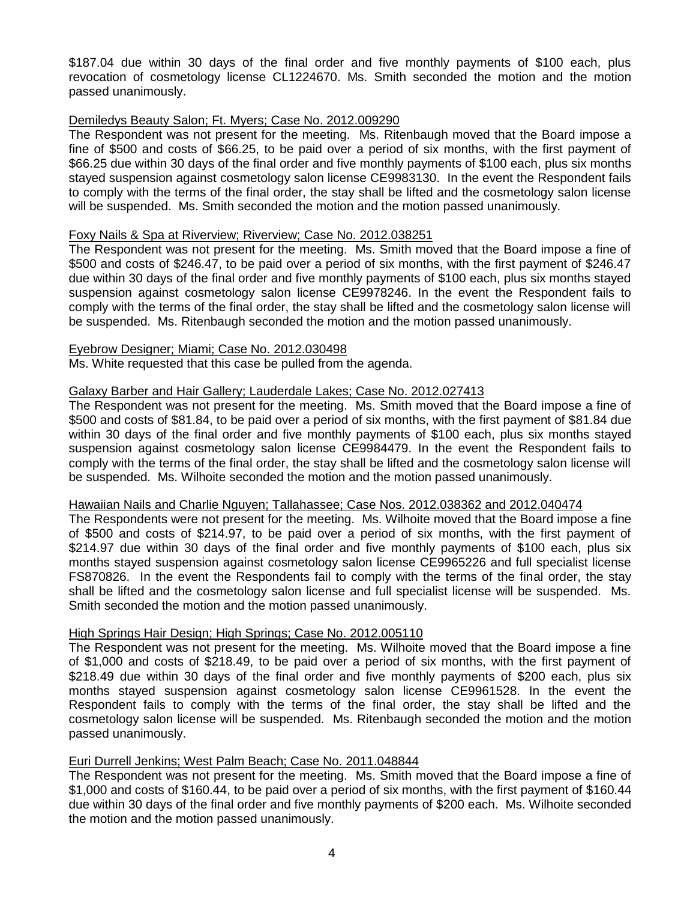$187.04 due within 30 days of the final order and five monthly payments of $100 each, plus revocation of cosmetology license CL1224670. Ms. Smith seconded the motion and the motion passed unanimously.

Demiledys Beauty Salon; Ft. Myers; Case No. 2012.009290

The Respondent was not present for the meeting. Ms. Ritenbaugh moved that the Board impose a fine of $500 and costs of $66.25, to be paid over a period of six months, with the first payment of $66.25 due within 30 days of the final order and five monthly payments of $100 each, plus six months stayed suspension against cosmetology salon license CE9983130. In the event the Respondent fails to comply with the terms of the final order, the stay shall be lifted and the cosmetology salon license will be suspended. Ms. Smith seconded the motion and the motion passed unanimously.

Foxy Nails & Spa at Riverview; Riverview; Case No. 2012.038251

The Respondent was not present for the meeting. Ms. Smith moved that the Board impose a fine of $500 and costs of $246.47, to be paid over a period of six months, with the first payment of $246.47 due within 30 days of the final order and five monthly payments of $100 each, plus six months stayed suspension against cosmetology salon license CE9978246. In the event the Respondent fails to comply with the terms of the final order, the stay shall be lifted and the cosmetology salon license will be suspended. Ms. Ritenbaugh seconded the motion and the motion passed unanimously.

Eyebrow Designer; Miami; Case No. 2012.030498

Ms. White requested that this case be pulled from the agenda.

Galaxy Barber and Hair Gallery; Lauderdale Lakes; Case No. 2012.027413

The Respondent was not present for the meeting. Ms. Smith moved that the Board impose a fine of $500 and costs of $81.84, to be paid over a period of six months, with the first payment of $81.84 due within 30 days of the final order and five monthly payments of $100 each, plus six months stayed suspension against cosmetology salon license CE9984479. In the event the Respondent fails to comply with the terms of the final order, the stay shall be lifted and the cosmetology salon license will be suspended. Ms. Wilhoite seconded the motion and the motion passed unanimously.

Hawaiian Nails and Charlie Nguyen; Tallahassee; Case Nos. 2012.038362 and 2012.040474

The Respondents were not present for the meeting. Ms. Wilhoite moved that the Board impose a fine of $500 and costs of $214.97, to be paid over a period of six months, with the first payment of $214.97 due within 30 days of the final order and five monthly payments of $100 each, plus six months stayed suspension against cosmetology salon license CE9965226 and full specialist license FS870826. In the event the Respondents fail to comply with the terms of the final order, the stay shall be lifted and the cosmetology salon license and full specialist license will be suspended. Ms. Smith seconded the motion and the motion passed unanimously.

High Springs Hair Design; High Springs; Case No. 2012.005110

The Respondent was not present for the meeting. Ms. Wilhoite moved that the Board impose a fine of $1,000 and costs of $218.49, to be paid over a period of six months, with the first payment of $218.49 due within 30 days of the final order and five monthly payments of $200 each, plus six months stayed suspension against cosmetology salon license CE9961528. In the event the Respondent fails to comply with the terms of the final order, the stay shall be lifted and the cosmetology salon license will be suspended. Ms. Ritenbaugh seconded the motion and the motion passed unanimously.

Euri Durrell Jenkins; West Palm Beach; Case No. 2011.048844

The Respondent was not present for the meeting. Ms. Smith moved that the Board impose a fine of $1,000 and costs of $160.44, to be paid over a period of six months, with the first payment of $160.44 due within 30 days of the final order and five monthly payments of $200 each. Ms. Wilhoite seconded the motion and the motion passed unanimously.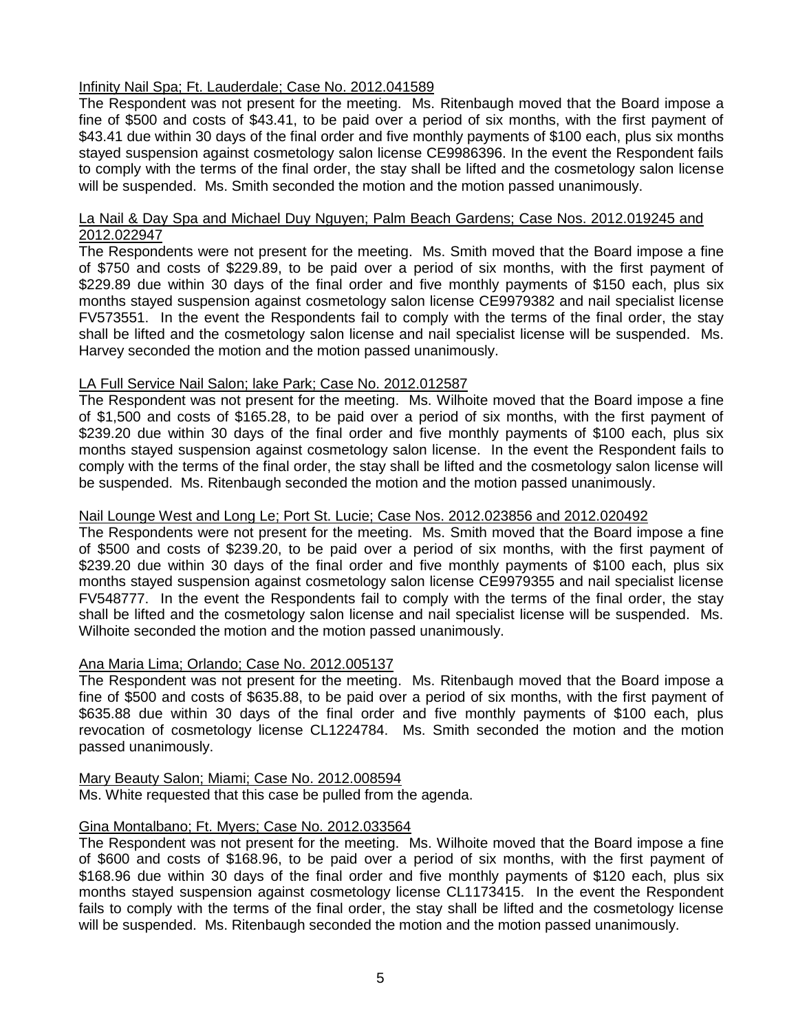Infinity Nail Spa; Ft. Lauderdale; Case No. 2012.041589

The Respondent was not present for the meeting. Ms. Ritenbaugh moved that the Board impose a fine of $500 and costs of $43.41, to be paid over a period of six months, with the first payment of $43.41 due within 30 days of the final order and five monthly payments of $100 each, plus six months stayed suspension against cosmetology salon license CE9986396. In the event the Respondent fails to comply with the terms of the final order, the stay shall be lifted and the cosmetology salon license will be suspended. Ms. Smith seconded the motion and the motion passed unanimously.

La Nail & Day Spa and Michael Duy Nguyen; Palm Beach Gardens; Case Nos. 2012.019245 and 2012.022947

The Respondents were not present for the meeting. Ms. Smith moved that the Board impose a fine of $750 and costs of $229.89, to be paid over a period of six months, with the first payment of $229.89 due within 30 days of the final order and five monthly payments of $150 each, plus six months stayed suspension against cosmetology salon license CE9979382 and nail specialist license FV573551. In the event the Respondents fail to comply with the terms of the final order, the stay shall be lifted and the cosmetology salon license and nail specialist license will be suspended. Ms. Harvey seconded the motion and the motion passed unanimously.

LA Full Service Nail Salon; lake Park; Case No. 2012.012587

The Respondent was not present for the meeting. Ms. Wilhoite moved that the Board impose a fine of $1,500 and costs of $165.28, to be paid over a period of six months, with the first payment of $239.20 due within 30 days of the final order and five monthly payments of $100 each, plus six months stayed suspension against cosmetology salon license. In the event the Respondent fails to comply with the terms of the final order, the stay shall be lifted and the cosmetology salon license will be suspended. Ms. Ritenbaugh seconded the motion and the motion passed unanimously.

Nail Lounge West and Long Le; Port St. Lucie; Case Nos. 2012.023856 and 2012.020492

The Respondents were not present for the meeting. Ms. Smith moved that the Board impose a fine of $500 and costs of $239.20, to be paid over a period of six months, with the first payment of $239.20 due within 30 days of the final order and five monthly payments of $100 each, plus six months stayed suspension against cosmetology salon license CE9979355 and nail specialist license FV548777. In the event the Respondents fail to comply with the terms of the final order, the stay shall be lifted and the cosmetology salon license and nail specialist license will be suspended. Ms. Wilhoite seconded the motion and the motion passed unanimously.

Ana Maria Lima; Orlando; Case No. 2012.005137

The Respondent was not present for the meeting. Ms. Ritenbaugh moved that the Board impose a fine of $500 and costs of $635.88, to be paid over a period of six months, with the first payment of $635.88 due within 30 days of the final order and five monthly payments of $100 each, plus revocation of cosmetology license CL1224784. Ms. Smith seconded the motion and the motion passed unanimously.

Mary Beauty Salon; Miami; Case No. 2012.008594

Ms. White requested that this case be pulled from the agenda.

Gina Montalbano; Ft. Myers; Case No. 2012.033564

The Respondent was not present for the meeting. Ms. Wilhoite moved that the Board impose a fine of $600 and costs of $168.96, to be paid over a period of six months, with the first payment of $168.96 due within 30 days of the final order and five monthly payments of $120 each, plus six months stayed suspension against cosmetology license CL1173415. In the event the Respondent fails to comply with the terms of the final order, the stay shall be lifted and the cosmetology license will be suspended. Ms. Ritenbaugh seconded the motion and the motion passed unanimously.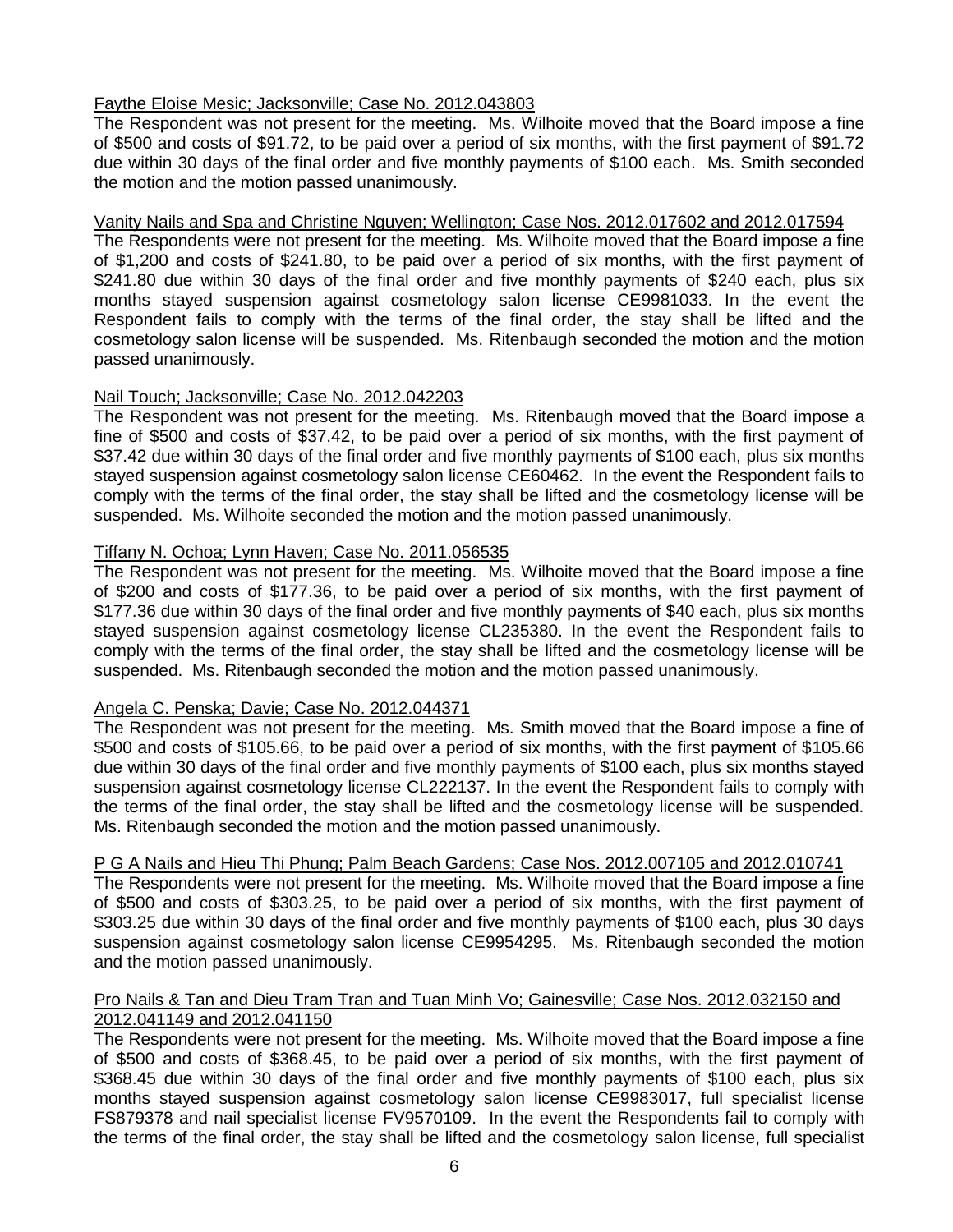Faythe Eloise Mesic; Jacksonville; Case No. 2012.043803

The Respondent was not present for the meeting. Ms. Wilhoite moved that the Board impose a fine of $500 and costs of $91.72, to be paid over a period of six months, with the first payment of $91.72 due within 30 days of the final order and five monthly payments of $100 each. Ms. Smith seconded the motion and the motion passed unanimously.

Vanity Nails and Spa and Christine Nguyen; Wellington; Case Nos. 2012.017602 and 2012.017594

The Respondents were not present for the meeting. Ms. Wilhoite moved that the Board impose a fine of $1,200 and costs of $241.80, to be paid over a period of six months, with the first payment of $241.80 due within 30 days of the final order and five monthly payments of $240 each, plus six months stayed suspension against cosmetology salon license CE9981033. In the event the Respondent fails to comply with the terms of the final order, the stay shall be lifted and the cosmetology salon license will be suspended. Ms. Ritenbaugh seconded the motion and the motion passed unanimously.

Nail Touch; Jacksonville; Case No. 2012.042203

The Respondent was not present for the meeting. Ms. Ritenbaugh moved that the Board impose a fine of $500 and costs of $37.42, to be paid over a period of six months, with the first payment of $37.42 due within 30 days of the final order and five monthly payments of $100 each, plus six months stayed suspension against cosmetology salon license CE60462. In the event the Respondent fails to comply with the terms of the final order, the stay shall be lifted and the cosmetology license will be suspended. Ms. Wilhoite seconded the motion and the motion passed unanimously.

Tiffany N. Ochoa; Lynn Haven; Case No. 2011.056535

The Respondent was not present for the meeting. Ms. Wilhoite moved that the Board impose a fine of $200 and costs of $177.36, to be paid over a period of six months, with the first payment of $177.36 due within 30 days of the final order and five monthly payments of $40 each, plus six months stayed suspension against cosmetology license CL235380. In the event the Respondent fails to comply with the terms of the final order, the stay shall be lifted and the cosmetology license will be suspended. Ms. Ritenbaugh seconded the motion and the motion passed unanimously.

Angela C. Penska; Davie; Case No. 2012.044371

The Respondent was not present for the meeting. Ms. Smith moved that the Board impose a fine of $500 and costs of $105.66, to be paid over a period of six months, with the first payment of $105.66 due within 30 days of the final order and five monthly payments of $100 each, plus six months stayed suspension against cosmetology license CL222137. In the event the Respondent fails to comply with the terms of the final order, the stay shall be lifted and the cosmetology license will be suspended. Ms. Ritenbaugh seconded the motion and the motion passed unanimously.

P G A Nails and Hieu Thi Phung; Palm Beach Gardens; Case Nos. 2012.007105 and 2012.010741

The Respondents were not present for the meeting. Ms. Wilhoite moved that the Board impose a fine of $500 and costs of $303.25, to be paid over a period of six months, with the first payment of $303.25 due within 30 days of the final order and five monthly payments of $100 each, plus 30 days suspension against cosmetology salon license CE9954295. Ms. Ritenbaugh seconded the motion and the motion passed unanimously.

Pro Nails & Tan and Dieu Tram Tran and Tuan Minh Vo; Gainesville; Case Nos. 2012.032150 and 2012.041149 and 2012.041150

The Respondents were not present for the meeting. Ms. Wilhoite moved that the Board impose a fine of $500 and costs of $368.45, to be paid over a period of six months, with the first payment of $368.45 due within 30 days of the final order and five monthly payments of $100 each, plus six months stayed suspension against cosmetology salon license CE9983017, full specialist license FS879378 and nail specialist license FV9570109. In the event the Respondents fail to comply with the terms of the final order, the stay shall be lifted and the cosmetology salon license, full specialist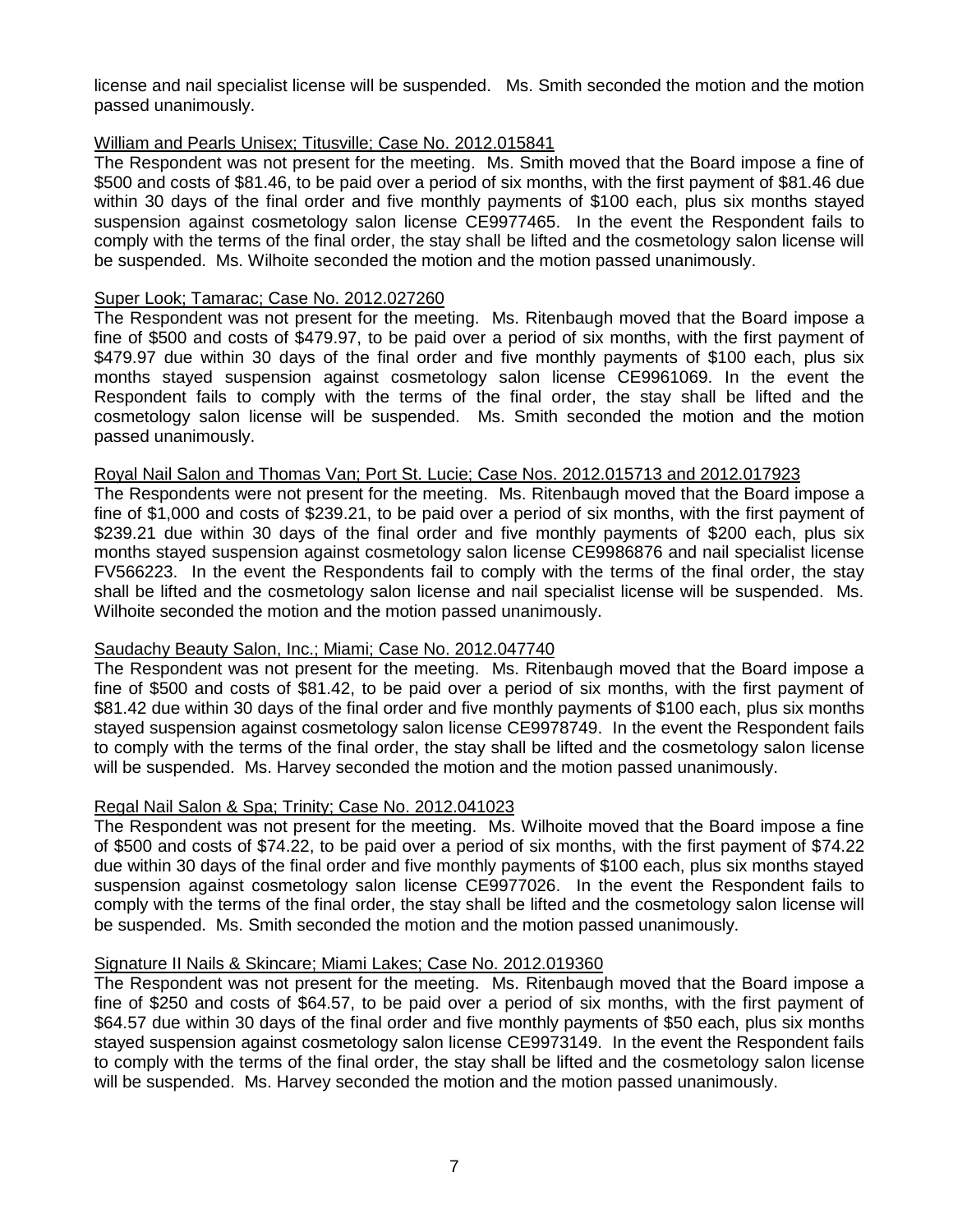license and nail specialist license will be suspended. Ms. Smith seconded the motion and the motion passed unanimously.

<u>William and Pearls Unisex; Titusville; Case No. 2012.015841</u>

The Respondent was not present for the meeting. Ms. Smith moved that the Board impose a fine of $500 and costs of $81.46, to be paid over a period of six months, with the first payment of $81.46 due within 30 days of the final order and five monthly payments of $100 each, plus six months stayed suspension against cosmetology salon license CE9977465. In the event the Respondent fails to comply with the terms of the final order, the stay shall be lifted and the cosmetology salon license will be suspended. Ms. Wilhoite seconded the motion and the motion passed unanimously.

<u>Super Look; Tamarac; Case No. 2012.027260</u>

The Respondent was not present for the meeting. Ms. Ritenbaugh moved that the Board impose a fine of $500 and costs of $479.97, to be paid over a period of six months, with the first payment of $479.97 due within 30 days of the final order and five monthly payments of $100 each, plus six months stayed suspension against cosmetology salon license CE9961069. In the event the Respondent fails to comply with the terms of the final order, the stay shall be lifted and the cosmetology salon license will be suspended. Ms. Smith seconded the motion and the motion passed unanimously.

<u>Royal Nail Salon and Thomas Van; Port St. Lucie; Case Nos. 2012.015713 and 2012.017923</u>

The Respondents were not present for the meeting. Ms. Ritenbaugh moved that the Board impose a fine of $1,000 and costs of $239.21, to be paid over a period of six months, with the first payment of $239.21 due within 30 days of the final order and five monthly payments of $200 each, plus six months stayed suspension against cosmetology salon license CE9986876 and nail specialist license FV566223. In the event the Respondents fail to comply with the terms of the final order, the stay shall be lifted and the cosmetology salon license and nail specialist license will be suspended. Ms. Wilhoite seconded the motion and the motion passed unanimously.

<u>Saudachy Beauty Salon, Inc.; Miami; Case No. 2012.047740</u>

The Respondent was not present for the meeting. Ms. Ritenbaugh moved that the Board impose a fine of $500 and costs of $81.42, to be paid over a period of six months, with the first payment of $81.42 due within 30 days of the final order and five monthly payments of $100 each, plus six months stayed suspension against cosmetology salon license CE9978749. In the event the Respondent fails to comply with the terms of the final order, the stay shall be lifted and the cosmetology salon license will be suspended. Ms. Harvey seconded the motion and the motion passed unanimously.

<u>Regal Nail Salon & Spa; Trinity; Case No. 2012.041023</u>

The Respondent was not present for the meeting. Ms. Wilhoite moved that the Board impose a fine of $500 and costs of $74.22, to be paid over a period of six months, with the first payment of $74.22 due within 30 days of the final order and five monthly payments of $100 each, plus six months stayed suspension against cosmetology salon license CE9977026. In the event the Respondent fails to comply with the terms of the final order, the stay shall be lifted and the cosmetology salon license will be suspended. Ms. Smith seconded the motion and the motion passed unanimously.

<u>Signature II Nails & Skincare; Miami Lakes; Case No. 2012.019360</u>

The Respondent was not present for the meeting. Ms. Ritenbaugh moved that the Board impose a fine of $250 and costs of $64.57, to be paid over a period of six months, with the first payment of $64.57 due within 30 days of the final order and five monthly payments of $50 each, plus six months stayed suspension against cosmetology salon license CE9973149. In the event the Respondent fails to comply with the terms of the final order, the stay shall be lifted and the cosmetology salon license will be suspended. Ms. Harvey seconded the motion and the motion passed unanimously.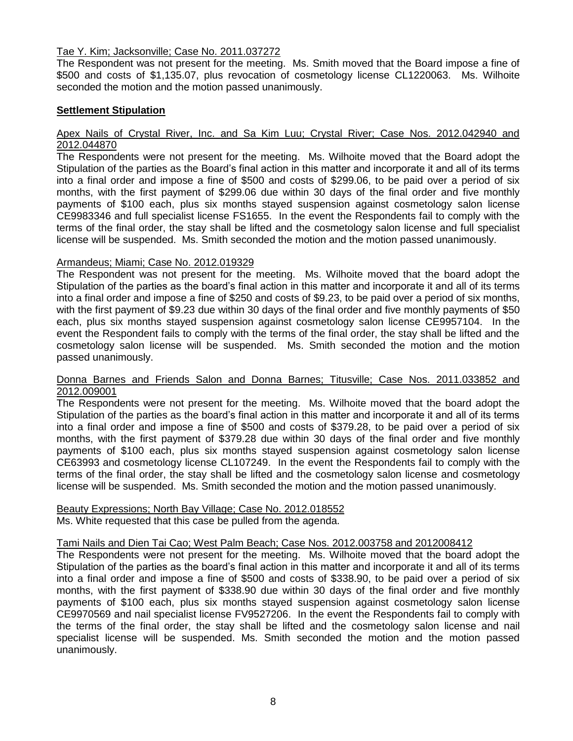Tae Y. Kim; Jacksonville; Case No. 2011.037272

The Respondent was not present for the meeting. Ms. Smith moved that the Board impose a fine of $500 and costs of $1,135.07, plus revocation of cosmetology license CL1220063. Ms. Wilhoite seconded the motion and the motion passed unanimously.

**Settlement Stipulation**

Apex Nails of Crystal River, Inc. and Sa Kim Luu; Crystal River; Case Nos. 2012.042940 and 2012.044870

The Respondents were not present for the meeting. Ms. Wilhoite moved that the Board adopt the Stipulation of the parties as the Board's final action in this matter and incorporate it and all of its terms into a final order and impose a fine of $500 and costs of $299.06, to be paid over a period of six months, with the first payment of $299.06 due within 30 days of the final order and five monthly payments of $100 each, plus six months stayed suspension against cosmetology salon license CE9983346 and full specialist license FS1655. In the event the Respondents fail to comply with the terms of the final order, the stay shall be lifted and the cosmetology salon license and full specialist license will be suspended. Ms. Smith seconded the motion and the motion passed unanimously.

Armandeus; Miami; Case No. 2012.019329

The Respondent was not present for the meeting. Ms. Wilhoite moved that the board adopt the Stipulation of the parties as the board's final action in this matter and incorporate it and all of its terms into a final order and impose a fine of $250 and costs of $9.23, to be paid over a period of six months, with the first payment of $9.23 due within 30 days of the final order and five monthly payments of $50 each, plus six months stayed suspension against cosmetology salon license CE9957104. In the event the Respondent fails to comply with the terms of the final order, the stay shall be lifted and the cosmetology salon license will be suspended. Ms. Smith seconded the motion and the motion passed unanimously.

Donna Barnes and Friends Salon and Donna Barnes; Titusville; Case Nos. 2011.033852 and 2012.009001

The Respondents were not present for the meeting. Ms. Wilhoite moved that the board adopt the Stipulation of the parties as the board's final action in this matter and incorporate it and all of its terms into a final order and impose a fine of $500 and costs of $379.28, to be paid over a period of six months, with the first payment of $379.28 due within 30 days of the final order and five monthly payments of $100 each, plus six months stayed suspension against cosmetology salon license CE63993 and cosmetology license CL107249. In the event the Respondents fail to comply with the terms of the final order, the stay shall be lifted and the cosmetology salon license and cosmetology license will be suspended. Ms. Smith seconded the motion and the motion passed unanimously.

Beauty Expressions; North Bay Village; Case No. 2012.018552

Ms. White requested that this case be pulled from the agenda.

Tami Nails and Dien Tai Cao; West Palm Beach; Case Nos. 2012.003758 and 2012008412

The Respondents were not present for the meeting. Ms. Wilhoite moved that the board adopt the Stipulation of the parties as the board's final action in this matter and incorporate it and all of its terms into a final order and impose a fine of $500 and costs of $338.90, to be paid over a period of six months, with the first payment of $338.90 due within 30 days of the final order and five monthly payments of $100 each, plus six months stayed suspension against cosmetology salon license CE9970569 and nail specialist license FV9527206. In the event the Respondents fail to comply with the terms of the final order, the stay shall be lifted and the cosmetology salon license and nail specialist license will be suspended. Ms. Smith seconded the motion and the motion passed unanimously.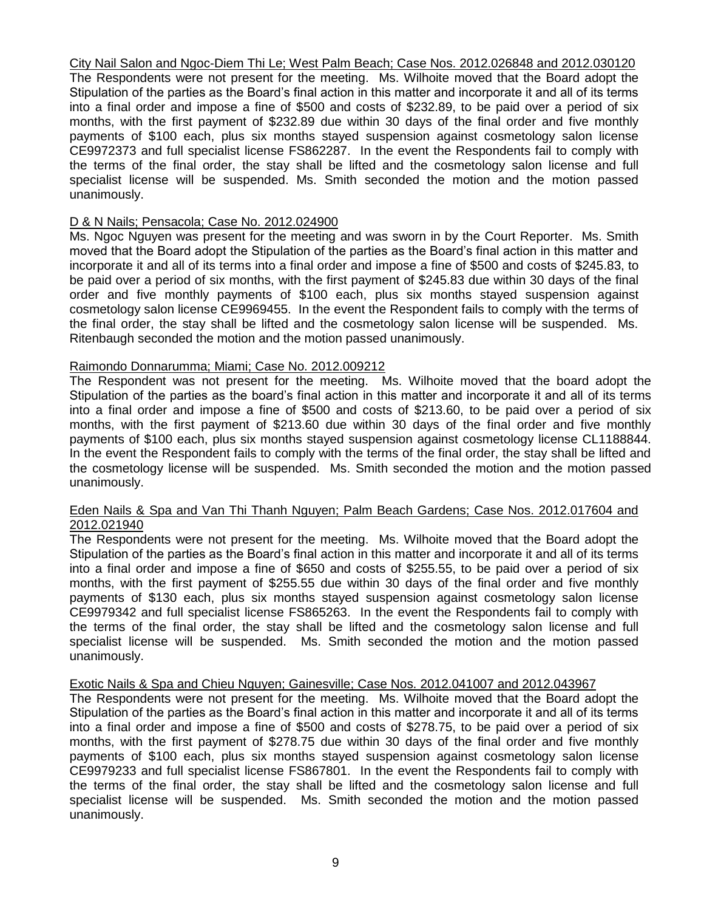City Nail Salon and Ngoc-Diem Thi Le; West Palm Beach; Case Nos. 2012.026848 and 2012.030120

The Respondents were not present for the meeting. Ms. Wilhoite moved that the Board adopt the Stipulation of the parties as the Board's final action in this matter and incorporate it and all of its terms into a final order and impose a fine of $500 and costs of $232.89, to be paid over a period of six months, with the first payment of $232.89 due within 30 days of the final order and five monthly payments of $100 each, plus six months stayed suspension against cosmetology salon license CE9972373 and full specialist license FS862287. In the event the Respondents fail to comply with the terms of the final order, the stay shall be lifted and the cosmetology salon license and full specialist license will be suspended. Ms. Smith seconded the motion and the motion passed unanimously.

D & N Nails; Pensacola; Case No. 2012.024900

Ms. Ngoc Nguyen was present for the meeting and was sworn in by the Court Reporter. Ms. Smith moved that the Board adopt the Stipulation of the parties as the Board's final action in this matter and incorporate it and all of its terms into a final order and impose a fine of $500 and costs of $245.83, to be paid over a period of six months, with the first payment of $245.83 due within 30 days of the final order and five monthly payments of $100 each, plus six months stayed suspension against cosmetology salon license CE9969455. In the event the Respondent fails to comply with the terms of the final order, the stay shall be lifted and the cosmetology salon license will be suspended. Ms. Ritenbaugh seconded the motion and the motion passed unanimously.

Raimondo Donnarumma; Miami; Case No. 2012.009212

The Respondent was not present for the meeting. Ms. Wilhoite moved that the board adopt the Stipulation of the parties as the board's final action in this matter and incorporate it and all of its terms into a final order and impose a fine of $500 and costs of $213.60, to be paid over a period of six months, with the first payment of $213.60 due within 30 days of the final order and five monthly payments of $100 each, plus six months stayed suspension against cosmetology license CL1188844. In the event the Respondent fails to comply with the terms of the final order, the stay shall be lifted and the cosmetology license will be suspended. Ms. Smith seconded the motion and the motion passed unanimously.

Eden Nails & Spa and Van Thi Thanh Nguyen; Palm Beach Gardens; Case Nos. 2012.017604 and 2012.021940

The Respondents were not present for the meeting. Ms. Wilhoite moved that the Board adopt the Stipulation of the parties as the Board's final action in this matter and incorporate it and all of its terms into a final order and impose a fine of $650 and costs of $255.55, to be paid over a period of six months, with the first payment of $255.55 due within 30 days of the final order and five monthly payments of $130 each, plus six months stayed suspension against cosmetology salon license CE9979342 and full specialist license FS865263. In the event the Respondents fail to comply with the terms of the final order, the stay shall be lifted and the cosmetology salon license and full specialist license will be suspended. Ms. Smith seconded the motion and the motion passed unanimously.

Exotic Nails & Spa and Chieu Nguyen; Gainesville; Case Nos. 2012.041007 and 2012.043967

The Respondents were not present for the meeting. Ms. Wilhoite moved that the Board adopt the Stipulation of the parties as the Board's final action in this matter and incorporate it and all of its terms into a final order and impose a fine of $500 and costs of $278.75, to be paid over a period of six months, with the first payment of $278.75 due within 30 days of the final order and five monthly payments of $100 each, plus six months stayed suspension against cosmetology salon license CE9979233 and full specialist license FS867801. In the event the Respondents fail to comply with the terms of the final order, the stay shall be lifted and the cosmetology salon license and full specialist license will be suspended. Ms. Smith seconded the motion and the motion passed unanimously.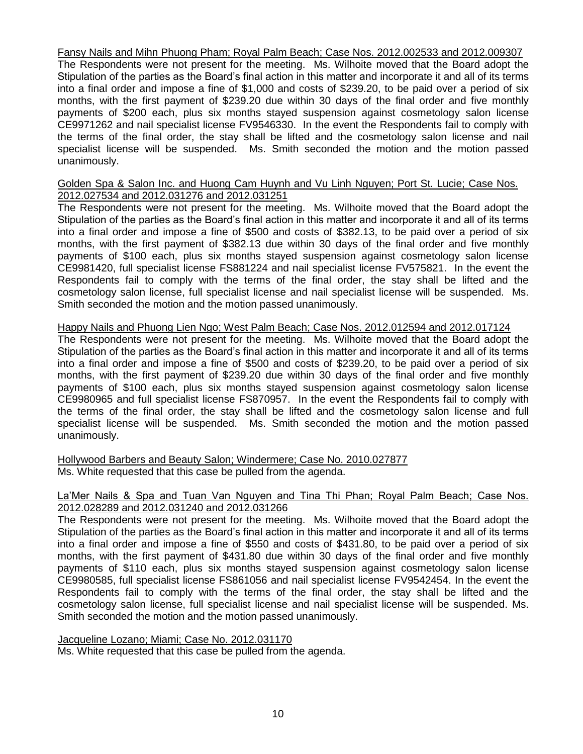Fansy Nails and Mihn Phuong Pham; Royal Palm Beach; Case Nos. 2012.002533 and 2012.009307

The Respondents were not present for the meeting. Ms. Wilhoite moved that the Board adopt the Stipulation of the parties as the Board's final action in this matter and incorporate it and all of its terms into a final order and impose a fine of $1,000 and costs of $239.20, to be paid over a period of six months, with the first payment of $239.20 due within 30 days of the final order and five monthly payments of $200 each, plus six months stayed suspension against cosmetology salon license CE9971262 and nail specialist license FV9546330. In the event the Respondents fail to comply with the terms of the final order, the stay shall be lifted and the cosmetology salon license and nail specialist license will be suspended. Ms. Smith seconded the motion and the motion passed unanimously.

Golden Spa & Salon Inc. and Huong Cam Huynh and Vu Linh Nguyen; Port St. Lucie; Case Nos. 2012.027534 and 2012.031276 and 2012.031251

The Respondents were not present for the meeting. Ms. Wilhoite moved that the Board adopt the Stipulation of the parties as the Board's final action in this matter and incorporate it and all of its terms into a final order and impose a fine of $500 and costs of $382.13, to be paid over a period of six months, with the first payment of $382.13 due within 30 days of the final order and five monthly payments of $100 each, plus six months stayed suspension against cosmetology salon license CE9981420, full specialist license FS881224 and nail specialist license FV575821. In the event the Respondents fail to comply with the terms of the final order, the stay shall be lifted and the cosmetology salon license, full specialist license and nail specialist license will be suspended. Ms. Smith seconded the motion and the motion passed unanimously.

Happy Nails and Phuong Lien Ngo; West Palm Beach; Case Nos. 2012.012594 and 2012.017124

The Respondents were not present for the meeting. Ms. Wilhoite moved that the Board adopt the Stipulation of the parties as the Board's final action in this matter and incorporate it and all of its terms into a final order and impose a fine of $500 and costs of $239.20, to be paid over a period of six months, with the first payment of $239.20 due within 30 days of the final order and five monthly payments of $100 each, plus six months stayed suspension against cosmetology salon license CE9980965 and full specialist license FS870957. In the event the Respondents fail to comply with the terms of the final order, the stay shall be lifted and the cosmetology salon license and full specialist license will be suspended. Ms. Smith seconded the motion and the motion passed unanimously.

Hollywood Barbers and Beauty Salon; Windermere; Case No. 2010.027877

Ms. White requested that this case be pulled from the agenda.

La'Mer Nails & Spa and Tuan Van Nguyen and Tina Thi Phan; Royal Palm Beach; Case Nos. 2012.028289 and 2012.031240 and 2012.031266

The Respondents were not present for the meeting. Ms. Wilhoite moved that the Board adopt the Stipulation of the parties as the Board's final action in this matter and incorporate it and all of its terms into a final order and impose a fine of $550 and costs of $431.80, to be paid over a period of six months, with the first payment of $431.80 due within 30 days of the final order and five monthly payments of $110 each, plus six months stayed suspension against cosmetology salon license CE9980585, full specialist license FS861056 and nail specialist license FV9542454. In the event the Respondents fail to comply with the terms of the final order, the stay shall be lifted and the cosmetology salon license, full specialist license and nail specialist license will be suspended. Ms. Smith seconded the motion and the motion passed unanimously.

Jacqueline Lozano; Miami; Case No. 2012.031170

Ms. White requested that this case be pulled from the agenda.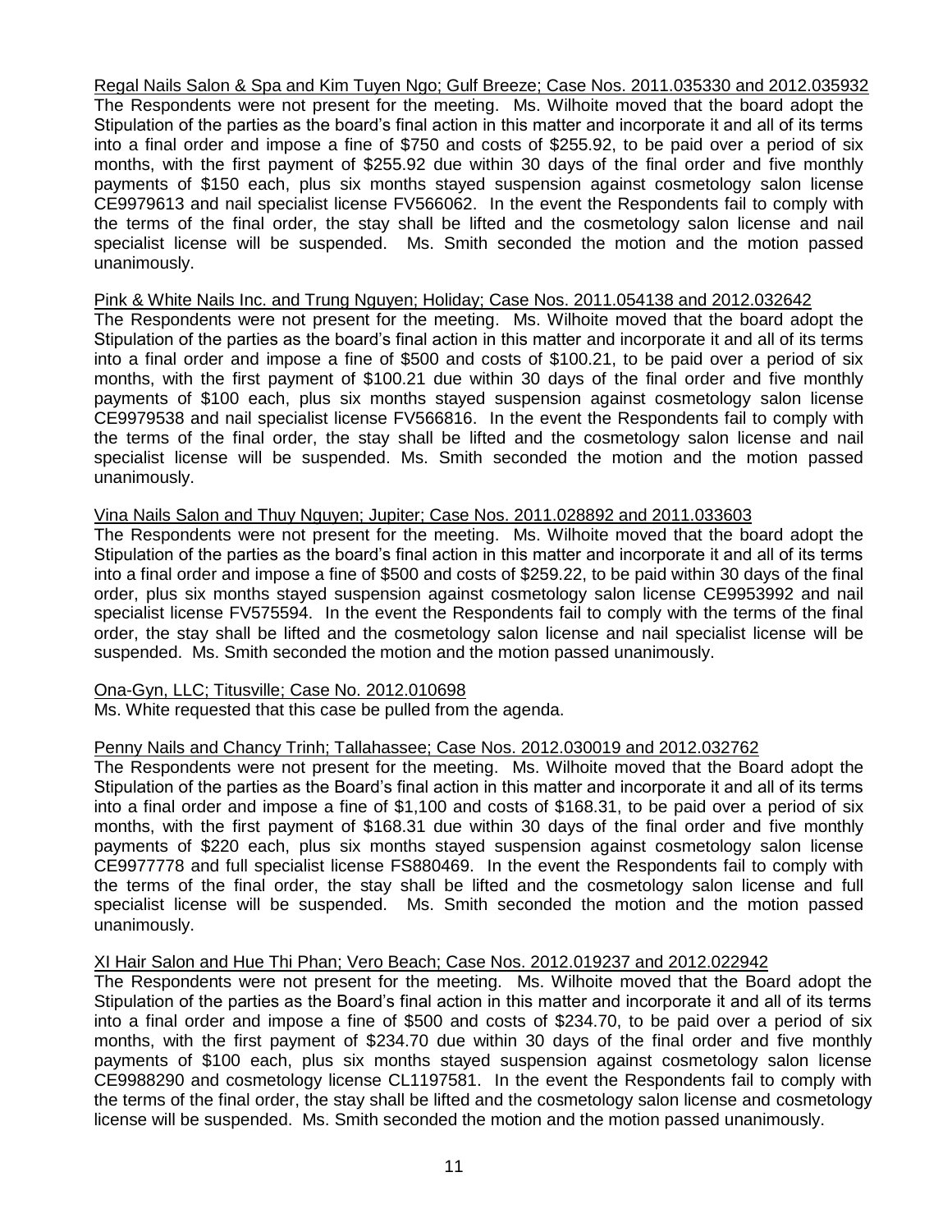Regal Nails Salon & Spa and Kim Tuyen Ngo; Gulf Breeze; Case Nos. 2011.035330 and 2012.035932

The Respondents were not present for the meeting. Ms. Wilhoite moved that the board adopt the Stipulation of the parties as the board's final action in this matter and incorporate it and all of its terms into a final order and impose a fine of $750 and costs of $255.92, to be paid over a period of six months, with the first payment of $255.92 due within 30 days of the final order and five monthly payments of $150 each, plus six months stayed suspension against cosmetology salon license CE9979613 and nail specialist license FV566062. In the event the Respondents fail to comply with the terms of the final order, the stay shall be lifted and the cosmetology salon license and nail specialist license will be suspended. Ms. Smith seconded the motion and the motion passed unanimously.

Pink & White Nails Inc. and Trung Nguyen; Holiday; Case Nos. 2011.054138 and 2012.032642

The Respondents were not present for the meeting. Ms. Wilhoite moved that the board adopt the Stipulation of the parties as the board's final action in this matter and incorporate it and all of its terms into a final order and impose a fine of $500 and costs of $100.21, to be paid over a period of six months, with the first payment of $100.21 due within 30 days of the final order and five monthly payments of $100 each, plus six months stayed suspension against cosmetology salon license CE9979538 and nail specialist license FV566816. In the event the Respondents fail to comply with the terms of the final order, the stay shall be lifted and the cosmetology salon license and nail specialist license will be suspended. Ms. Smith seconded the motion and the motion passed unanimously.

Vina Nails Salon and Thuy Nguyen; Jupiter; Case Nos. 2011.028892 and 2011.033603

The Respondents were not present for the meeting. Ms. Wilhoite moved that the board adopt the Stipulation of the parties as the board's final action in this matter and incorporate it and all of its terms into a final order and impose a fine of $500 and costs of $259.22, to be paid within 30 days of the final order, plus six months stayed suspension against cosmetology salon license CE9953992 and nail specialist license FV575594. In the event the Respondents fail to comply with the terms of the final order, the stay shall be lifted and the cosmetology salon license and nail specialist license will be suspended. Ms. Smith seconded the motion and the motion passed unanimously.

Ona-Gyn, LLC; Titusville; Case No. 2012.010698

Ms. White requested that this case be pulled from the agenda.

Penny Nails and Chancy Trinh; Tallahassee; Case Nos. 2012.030019 and 2012.032762

The Respondents were not present for the meeting. Ms. Wilhoite moved that the Board adopt the Stipulation of the parties as the Board's final action in this matter and incorporate it and all of its terms into a final order and impose a fine of $1,100 and costs of $168.31, to be paid over a period of six months, with the first payment of $168.31 due within 30 days of the final order and five monthly payments of $220 each, plus six months stayed suspension against cosmetology salon license CE9977778 and full specialist license FS880469. In the event the Respondents fail to comply with the terms of the final order, the stay shall be lifted and the cosmetology salon license and full specialist license will be suspended. Ms. Smith seconded the motion and the motion passed unanimously.

XI Hair Salon and Hue Thi Phan; Vero Beach; Case Nos. 2012.019237 and 2012.022942

The Respondents were not present for the meeting. Ms. Wilhoite moved that the Board adopt the Stipulation of the parties as the Board's final action in this matter and incorporate it and all of its terms into a final order and impose a fine of $500 and costs of $234.70, to be paid over a period of six months, with the first payment of $234.70 due within 30 days of the final order and five monthly payments of $100 each, plus six months stayed suspension against cosmetology salon license CE9988290 and cosmetology license CL1197581. In the event the Respondents fail to comply with the terms of the final order, the stay shall be lifted and the cosmetology salon license and cosmetology license will be suspended. Ms. Smith seconded the motion and the motion passed unanimously.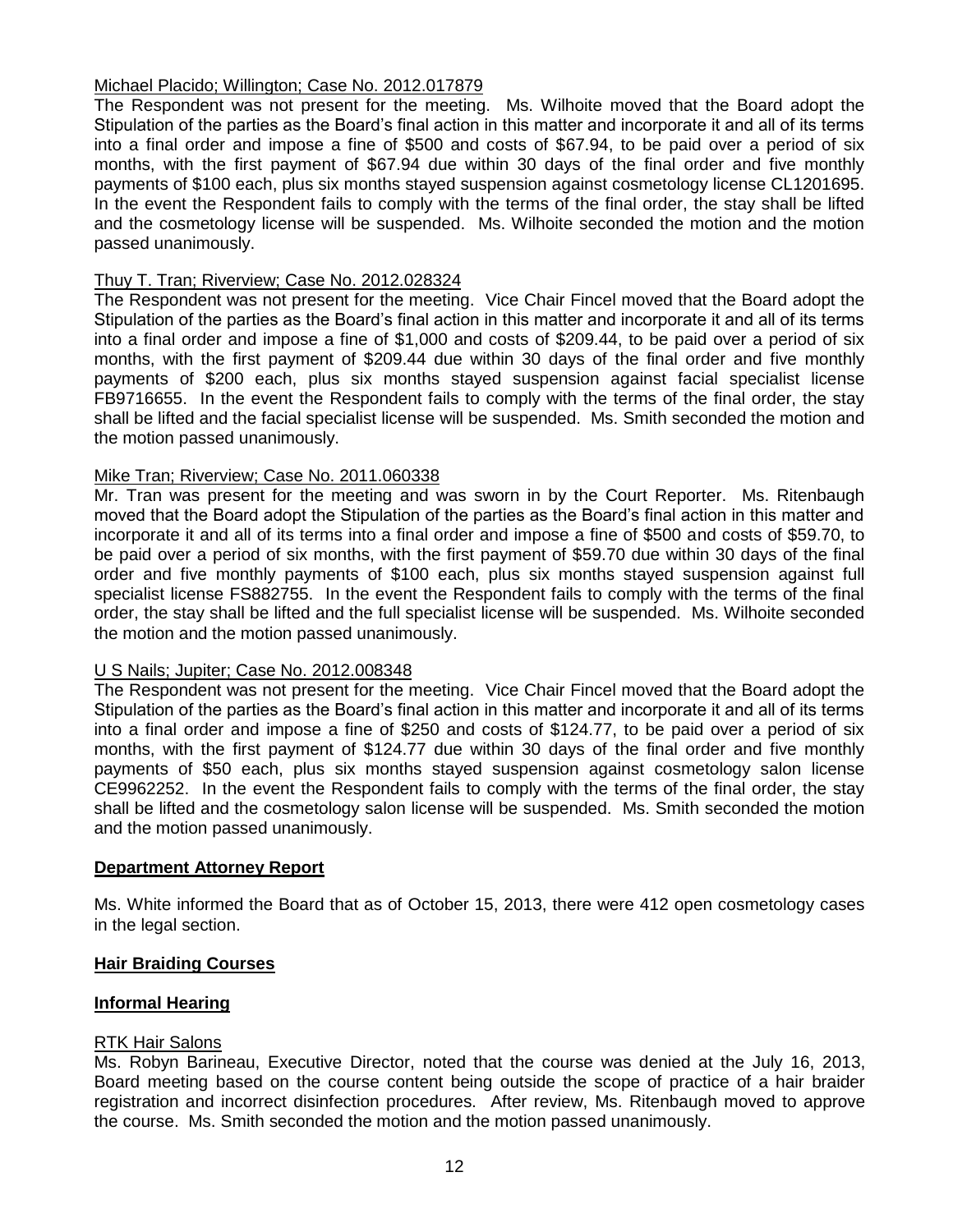Michael Placido; Willington; Case No. 2012.017879

The Respondent was not present for the meeting. Ms. Wilhoite moved that the Board adopt the Stipulation of the parties as the Board's final action in this matter and incorporate it and all of its terms into a final order and impose a fine of $500 and costs of $67.94, to be paid over a period of six months, with the first payment of $67.94 due within 30 days of the final order and five monthly payments of $100 each, plus six months stayed suspension against cosmetology license CL1201695. In the event the Respondent fails to comply with the terms of the final order, the stay shall be lifted and the cosmetology license will be suspended. Ms. Wilhoite seconded the motion and the motion passed unanimously.

Thuy T. Tran; Riverview; Case No. 2012.028324

The Respondent was not present for the meeting. Vice Chair Fincel moved that the Board adopt the Stipulation of the parties as the Board's final action in this matter and incorporate it and all of its terms into a final order and impose a fine of $1,000 and costs of $209.44, to be paid over a period of six months, with the first payment of $209.44 due within 30 days of the final order and five monthly payments of $200 each, plus six months stayed suspension against facial specialist license FB9716655. In the event the Respondent fails to comply with the terms of the final order, the stay shall be lifted and the facial specialist license will be suspended. Ms. Smith seconded the motion and the motion passed unanimously.

Mike Tran; Riverview; Case No. 2011.060338

Mr. Tran was present for the meeting and was sworn in by the Court Reporter. Ms. Ritenbaugh moved that the Board adopt the Stipulation of the parties as the Board's final action in this matter and incorporate it and all of its terms into a final order and impose a fine of $500 and costs of $59.70, to be paid over a period of six months, with the first payment of $59.70 due within 30 days of the final order and five monthly payments of $100 each, plus six months stayed suspension against full specialist license FS882755. In the event the Respondent fails to comply with the terms of the final order, the stay shall be lifted and the full specialist license will be suspended. Ms. Wilhoite seconded the motion and the motion passed unanimously.

U S Nails; Jupiter; Case No. 2012.008348

The Respondent was not present for the meeting. Vice Chair Fincel moved that the Board adopt the Stipulation of the parties as the Board's final action in this matter and incorporate it and all of its terms into a final order and impose a fine of $250 and costs of $124.77, to be paid over a period of six months, with the first payment of $124.77 due within 30 days of the final order and five monthly payments of $50 each, plus six months stayed suspension against cosmetology salon license CE9962252. In the event the Respondent fails to comply with the terms of the final order, the stay shall be lifted and the cosmetology salon license will be suspended. Ms. Smith seconded the motion and the motion passed unanimously.

## Department Attorney Report

Ms. White informed the Board that as of October 15, 2013, there were 412 open cosmetology cases in the legal section.

## Hair Braiding Courses

## Informal Hearing

RTK Hair Salons

Ms. Robyn Barineau, Executive Director, noted that the course was denied at the July 16, 2013, Board meeting based on the course content being outside the scope of practice of a hair braider registration and incorrect disinfection procedures. After review, Ms. Ritenbaugh moved to approve the course. Ms. Smith seconded the motion and the motion passed unanimously.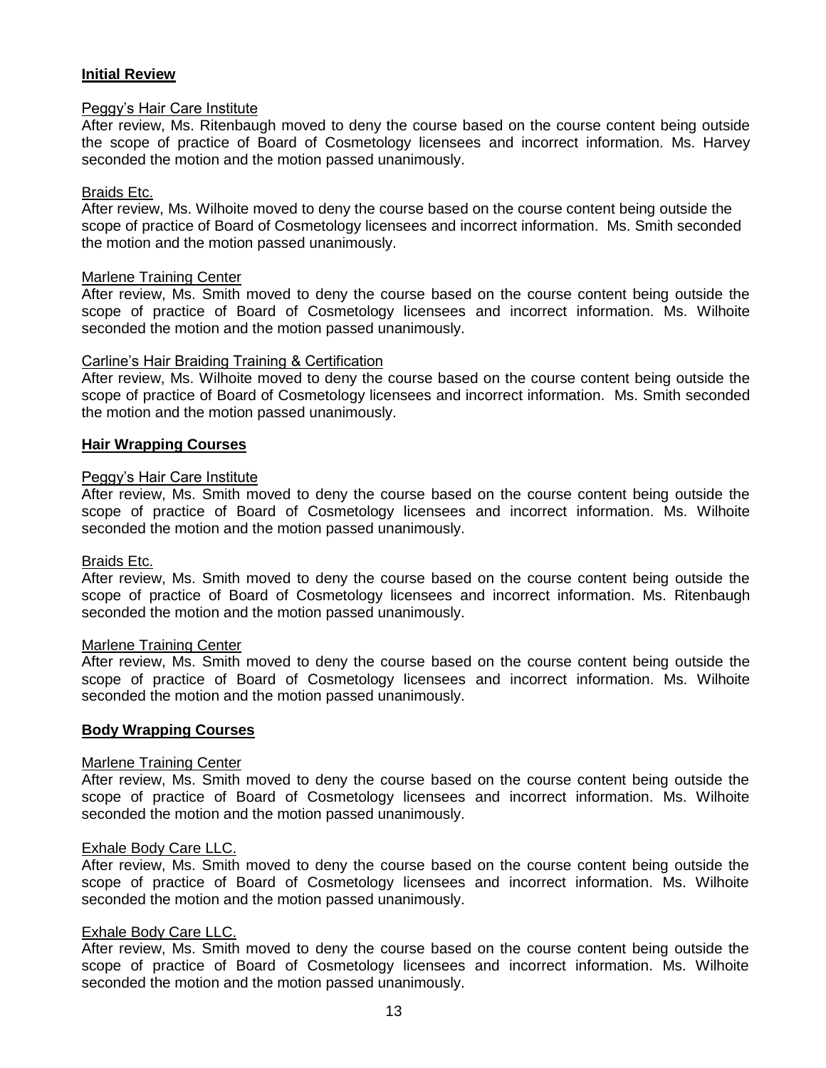**Initial Review**

Peggy's Hair Care Institute
After review, Ms. Ritenbaugh moved to deny the course based on the course content being outside the scope of practice of Board of Cosmetology licensees and incorrect information. Ms. Harvey seconded the motion and the motion passed unanimously.

Braids Etc.
After review, Ms. Wilhoite moved to deny the course based on the course content being outside the scope of practice of Board of Cosmetology licensees and incorrect information. Ms. Smith seconded the motion and the motion passed unanimously.

Marlene Training Center
After review, Ms. Smith moved to deny the course based on the course content being outside the scope of practice of Board of Cosmetology licensees and incorrect information. Ms. Wilhoite seconded the motion and the motion passed unanimously.

Carline's Hair Braiding Training & Certification
After review, Ms. Wilhoite moved to deny the course based on the course content being outside the scope of practice of Board of Cosmetology licensees and incorrect information. Ms. Smith seconded the motion and the motion passed unanimously.

**Hair Wrapping Courses**

Peggy's Hair Care Institute
After review, Ms. Smith moved to deny the course based on the course content being outside the scope of practice of Board of Cosmetology licensees and incorrect information. Ms. Wilhoite seconded the motion and the motion passed unanimously.

Braids Etc.
After review, Ms. Smith moved to deny the course based on the course content being outside the scope of practice of Board of Cosmetology licensees and incorrect information. Ms. Ritenbaugh seconded the motion and the motion passed unanimously.

Marlene Training Center
After review, Ms. Smith moved to deny the course based on the course content being outside the scope of practice of Board of Cosmetology licensees and incorrect information. Ms. Wilhoite seconded the motion and the motion passed unanimously.

**Body Wrapping Courses**

Marlene Training Center
After review, Ms. Smith moved to deny the course based on the course content being outside the scope of practice of Board of Cosmetology licensees and incorrect information. Ms. Wilhoite seconded the motion and the motion passed unanimously.

Exhale Body Care LLC.
After review, Ms. Smith moved to deny the course based on the course content being outside the scope of practice of Board of Cosmetology licensees and incorrect information. Ms. Wilhoite seconded the motion and the motion passed unanimously.

Exhale Body Care LLC.
After review, Ms. Smith moved to deny the course based on the course content being outside the scope of practice of Board of Cosmetology licensees and incorrect information. Ms. Wilhoite seconded the motion and the motion passed unanimously.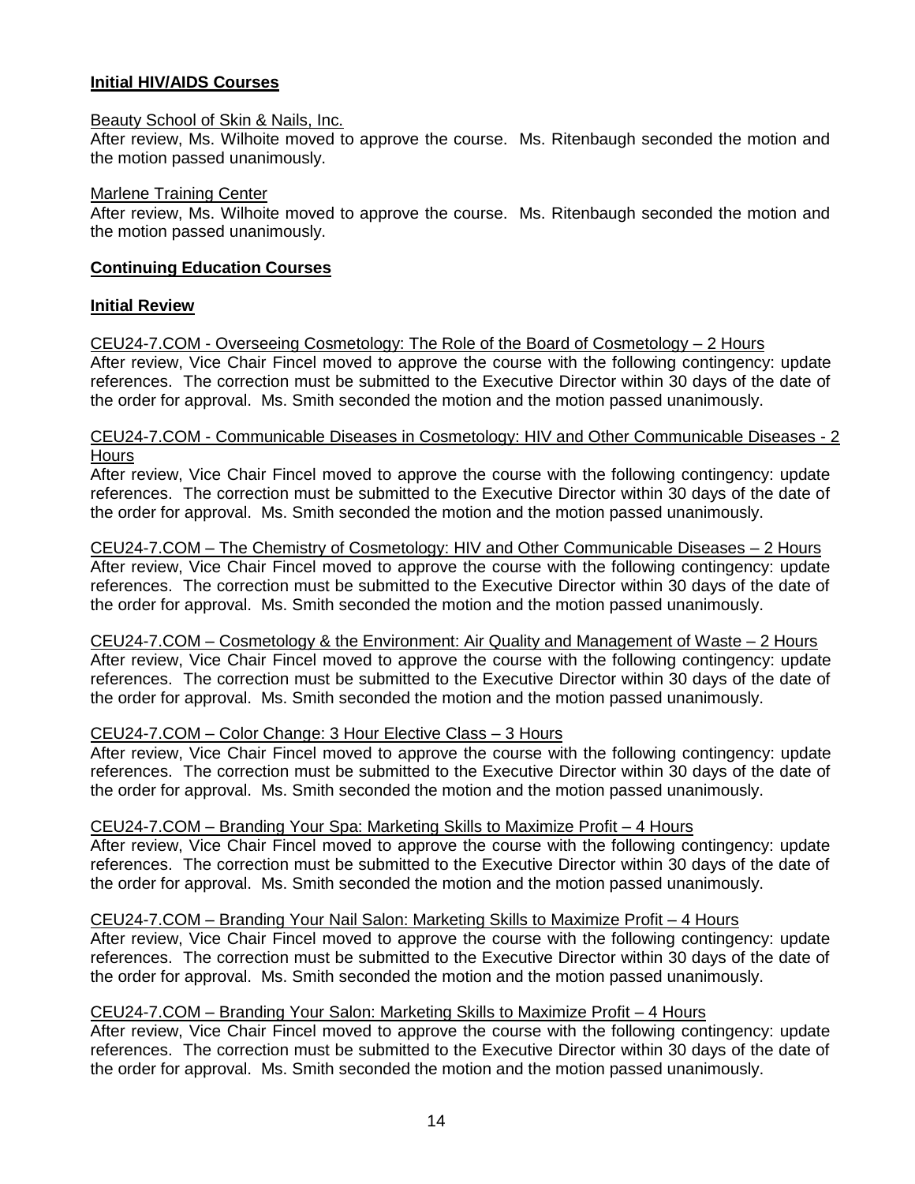**Initial HIV/AIDS Courses**

Beauty School of Skin & Nails, Inc.

After review, Ms. Wilhoite moved to approve the course. Ms. Ritenbaugh seconded the motion and the motion passed unanimously.

Marlene Training Center

After review, Ms. Wilhoite moved to approve the course. Ms. Ritenbaugh seconded the motion and the motion passed unanimously.

**Continuing Education Courses**

**Initial Review**

CEU24-7.COM - Overseeing Cosmetology: The Role of the Board of Cosmetology – 2 Hours

After review, Vice Chair Fincel moved to approve the course with the following contingency: update references. The correction must be submitted to the Executive Director within 30 days of the date of the order for approval. Ms. Smith seconded the motion and the motion passed unanimously.

CEU24-7.COM - Communicable Diseases in Cosmetology: HIV and Other Communicable Diseases - 2 Hours

After review, Vice Chair Fincel moved to approve the course with the following contingency: update references. The correction must be submitted to the Executive Director within 30 days of the date of the order for approval. Ms. Smith seconded the motion and the motion passed unanimously.

CEU24-7.COM – The Chemistry of Cosmetology: HIV and Other Communicable Diseases – 2 Hours

After review, Vice Chair Fincel moved to approve the course with the following contingency: update references. The correction must be submitted to the Executive Director within 30 days of the date of the order for approval. Ms. Smith seconded the motion and the motion passed unanimously.

CEU24-7.COM – Cosmetology & the Environment: Air Quality and Management of Waste – 2 Hours

After review, Vice Chair Fincel moved to approve the course with the following contingency: update references. The correction must be submitted to the Executive Director within 30 days of the date of the order for approval. Ms. Smith seconded the motion and the motion passed unanimously.

CEU24-7.COM – Color Change: 3 Hour Elective Class – 3 Hours

After review, Vice Chair Fincel moved to approve the course with the following contingency: update references. The correction must be submitted to the Executive Director within 30 days of the date of the order for approval. Ms. Smith seconded the motion and the motion passed unanimously.

CEU24-7.COM – Branding Your Spa: Marketing Skills to Maximize Profit – 4 Hours

After review, Vice Chair Fincel moved to approve the course with the following contingency: update references. The correction must be submitted to the Executive Director within 30 days of the date of the order for approval. Ms. Smith seconded the motion and the motion passed unanimously.

CEU24-7.COM – Branding Your Nail Salon: Marketing Skills to Maximize Profit – 4 Hours

After review, Vice Chair Fincel moved to approve the course with the following contingency: update references. The correction must be submitted to the Executive Director within 30 days of the date of the order for approval. Ms. Smith seconded the motion and the motion passed unanimously.

CEU24-7.COM – Branding Your Salon: Marketing Skills to Maximize Profit – 4 Hours

After review, Vice Chair Fincel moved to approve the course with the following contingency: update references. The correction must be submitted to the Executive Director within 30 days of the date of the order for approval. Ms. Smith seconded the motion and the motion passed unanimously.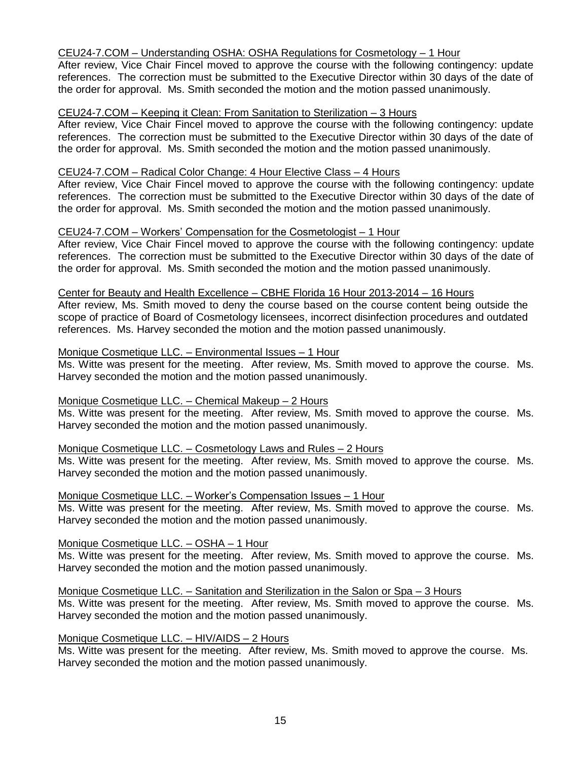<u>CEU24-7.COM – Understanding OSHA: OSHA Regulations for Cosmetology – 1 Hour</u>

After review, Vice Chair Fincel moved to approve the course with the following contingency: update references. The correction must be submitted to the Executive Director within 30 days of the date of the order for approval. Ms. Smith seconded the motion and the motion passed unanimously.

<u>CEU24-7.COM – Keeping it Clean: From Sanitation to Sterilization – 3 Hours</u>

After review, Vice Chair Fincel moved to approve the course with the following contingency: update references. The correction must be submitted to the Executive Director within 30 days of the date of the order for approval. Ms. Smith seconded the motion and the motion passed unanimously.

<u>CEU24-7.COM – Radical Color Change: 4 Hour Elective Class – 4 Hours</u>

After review, Vice Chair Fincel moved to approve the course with the following contingency: update references. The correction must be submitted to the Executive Director within 30 days of the date of the order for approval. Ms. Smith seconded the motion and the motion passed unanimously.

<u>CEU24-7.COM – Workers' Compensation for the Cosmetologist – 1 Hour</u>

After review, Vice Chair Fincel moved to approve the course with the following contingency: update references. The correction must be submitted to the Executive Director within 30 days of the date of the order for approval. Ms. Smith seconded the motion and the motion passed unanimously.

<u>Center for Beauty and Health Excellence – CBHE Florida 16 Hour 2013-2014 – 16 Hours</u>

After review, Ms. Smith moved to deny the course based on the course content being outside the scope of practice of Board of Cosmetology licensees, incorrect disinfection procedures and outdated references. Ms. Harvey seconded the motion and the motion passed unanimously.

<u>Monique Cosmetique LLC. – Environmental Issues – 1 Hour</u>

Ms. Witte was present for the meeting. After review, Ms. Smith moved to approve the course. Ms. Harvey seconded the motion and the motion passed unanimously.

<u>Monique Cosmetique LLC. – Chemical Makeup – 2 Hours</u>

Ms. Witte was present for the meeting. After review, Ms. Smith moved to approve the course. Ms. Harvey seconded the motion and the motion passed unanimously.

<u>Monique Cosmetique LLC. – Cosmetology Laws and Rules – 2 Hours</u>

Ms. Witte was present for the meeting. After review, Ms. Smith moved to approve the course. Ms. Harvey seconded the motion and the motion passed unanimously.

<u>Monique Cosmetique LLC. – Worker's Compensation Issues – 1 Hour</u>

Ms. Witte was present for the meeting. After review, Ms. Smith moved to approve the course. Ms. Harvey seconded the motion and the motion passed unanimously.

<u>Monique Cosmetique LLC. – OSHA – 1 Hour</u>

Ms. Witte was present for the meeting. After review, Ms. Smith moved to approve the course. Ms. Harvey seconded the motion and the motion passed unanimously.

<u>Monique Cosmetique LLC. – Sanitation and Sterilization in the Salon or Spa – 3 Hours</u>

Ms. Witte was present for the meeting. After review, Ms. Smith moved to approve the course. Ms. Harvey seconded the motion and the motion passed unanimously.

<u>Monique Cosmetique LLC. – HIV/AIDS – 2 Hours</u>

Ms. Witte was present for the meeting. After review, Ms. Smith moved to approve the course. Ms. Harvey seconded the motion and the motion passed unanimously.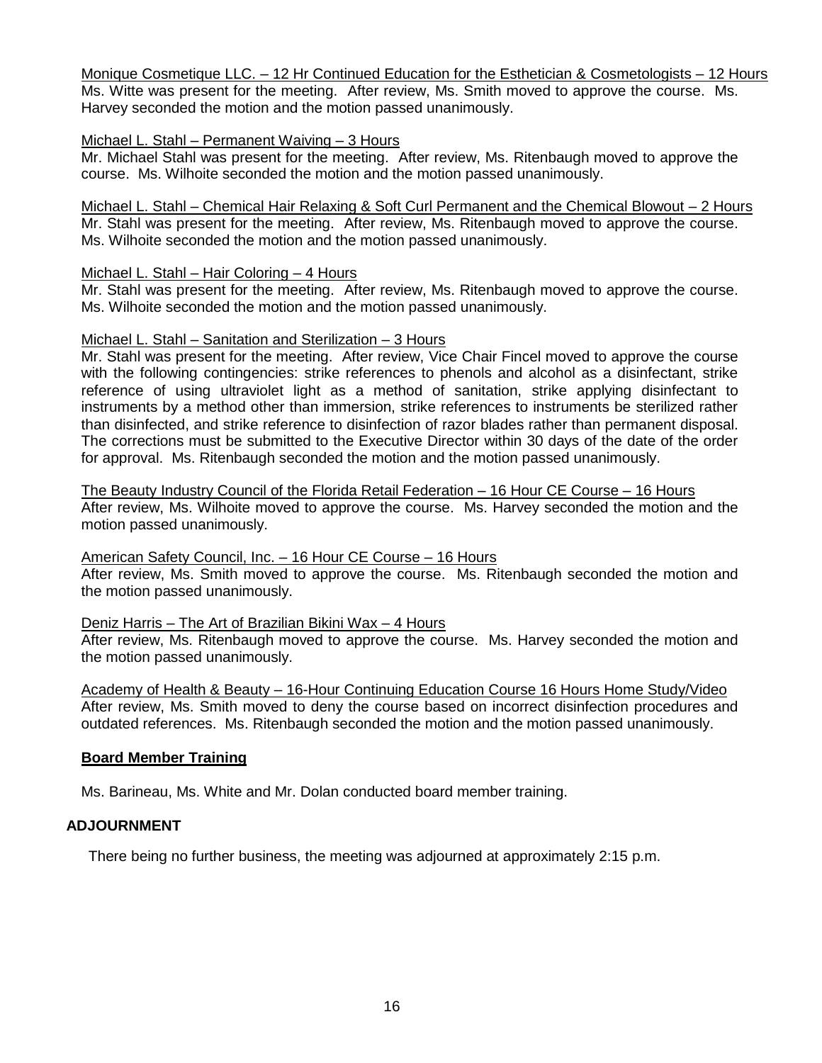Monique Cosmetique LLC. – 12 Hr Continued Education for the Esthetician & Cosmetologists – 12 Hours
Ms. Witte was present for the meeting. After review, Ms. Smith moved to approve the course. Ms. Harvey seconded the motion and the motion passed unanimously.

Michael L. Stahl – Permanent Waiving – 3 Hours
Mr. Michael Stahl was present for the meeting. After review, Ms. Ritenbaugh moved to approve the course. Ms. Wilhoite seconded the motion and the motion passed unanimously.

Michael L. Stahl – Chemical Hair Relaxing & Soft Curl Permanent and the Chemical Blowout – 2 Hours
Mr. Stahl was present for the meeting. After review, Ms. Ritenbaugh moved to approve the course. Ms. Wilhoite seconded the motion and the motion passed unanimously.

Michael L. Stahl – Hair Coloring – 4 Hours
Mr. Stahl was present for the meeting. After review, Ms. Ritenbaugh moved to approve the course. Ms. Wilhoite seconded the motion and the motion passed unanimously.

Michael L. Stahl – Sanitation and Sterilization – 3 Hours
Mr. Stahl was present for the meeting. After review, Vice Chair Fincel moved to approve the course with the following contingencies: strike references to phenols and alcohol as a disinfectant, strike reference of using ultraviolet light as a method of sanitation, strike applying disinfectant to instruments by a method other than immersion, strike references to instruments be sterilized rather than disinfected, and strike reference to disinfection of razor blades rather than permanent disposal. The corrections must be submitted to the Executive Director within 30 days of the date of the order for approval. Ms. Ritenbaugh seconded the motion and the motion passed unanimously.

The Beauty Industry Council of the Florida Retail Federation – 16 Hour CE Course – 16 Hours
After review, Ms. Wilhoite moved to approve the course. Ms. Harvey seconded the motion and the motion passed unanimously.

American Safety Council, Inc. – 16 Hour CE Course – 16 Hours
After review, Ms. Smith moved to approve the course. Ms. Ritenbaugh seconded the motion and the motion passed unanimously.

Deniz Harris – The Art of Brazilian Bikini Wax – 4 Hours
After review, Ms. Ritenbaugh moved to approve the course. Ms. Harvey seconded the motion and the motion passed unanimously.

Academy of Health & Beauty – 16-Hour Continuing Education Course 16 Hours Home Study/Video
After review, Ms. Smith moved to deny the course based on incorrect disinfection procedures and outdated references. Ms. Ritenbaugh seconded the motion and the motion passed unanimously.

### Board Member Training

Ms. Barineau, Ms. White and Mr. Dolan conducted board member training.

## ADJOURNMENT

There being no further business, the meeting was adjourned at approximately 2:15 p.m.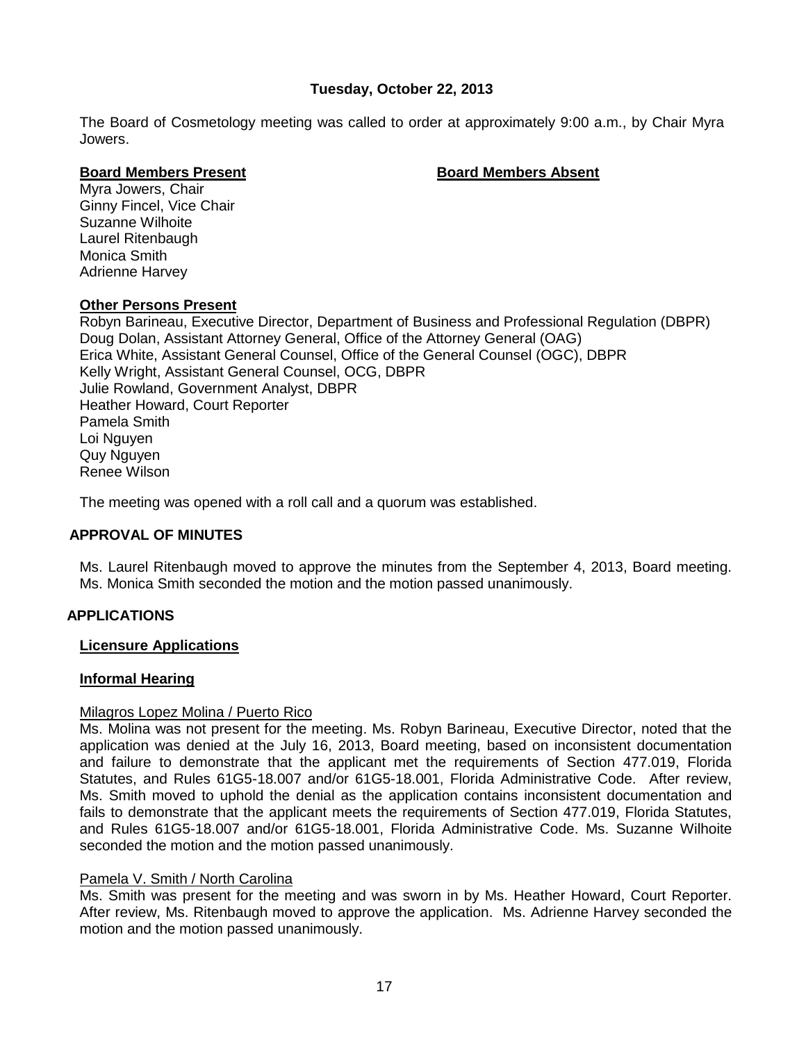**Tuesday, October 22, 2013**

The Board of Cosmetology meeting was called to order at approximately 9:00 a.m., by Chair Myra Jowers.

**Board Members Present**

Myra Jowers, Chair
Ginny Fincel, Vice Chair
Suzanne Wilhoite
Laurel Ritenbaugh
Monica Smith
Adrienne Harvey

**Board Members Absent**

**Other Persons Present**

Robyn Barineau, Executive Director, Department of Business and Professional Regulation (DBPR)
Doug Dolan, Assistant Attorney General, Office of the Attorney General (OAG)
Erica White, Assistant General Counsel, Office of the General Counsel (OGC), DBPR
Kelly Wright, Assistant General Counsel, OCG, DBPR
Julie Rowland, Government Analyst, DBPR
Heather Howard, Court Reporter
Pamela Smith
Loi Nguyen
Quy Nguyen
Renee Wilson

The meeting was opened with a roll call and a quorum was established.

## APPROVAL OF MINUTES

Ms. Laurel Ritenbaugh moved to approve the minutes from the September 4, 2013, Board meeting. Ms. Monica Smith seconded the motion and the motion passed unanimously.

## APPLICATIONS

### Licensure Applications

### Informal Hearing

Milagros Lopez Molina / Puerto Rico

Ms. Molina was not present for the meeting. Ms. Robyn Barineau, Executive Director, noted that the application was denied at the July 16, 2013, Board meeting, based on inconsistent documentation and failure to demonstrate that the applicant met the requirements of Section 477.019, Florida Statutes, and Rules 61G5-18.007 and/or 61G5-18.001, Florida Administrative Code. After review, Ms. Smith moved to uphold the denial as the application contains inconsistent documentation and fails to demonstrate that the applicant meets the requirements of Section 477.019, Florida Statutes, and Rules 61G5-18.007 and/or 61G5-18.001, Florida Administrative Code. Ms. Suzanne Wilhoite seconded the motion and the motion passed unanimously.

Pamela V. Smith / North Carolina

Ms. Smith was present for the meeting and was sworn in by Ms. Heather Howard, Court Reporter. After review, Ms. Ritenbaugh moved to approve the application. Ms. Adrienne Harvey seconded the motion and the motion passed unanimously.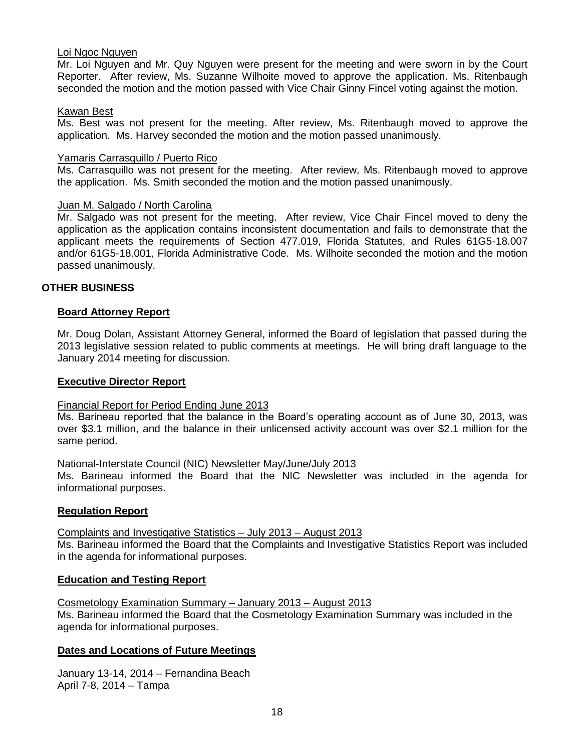Loi Ngoc Nguyen

Mr. Loi Nguyen and Mr. Quy Nguyen were present for the meeting and were sworn in by the Court Reporter. After review, Ms. Suzanne Wilhoite moved to approve the application. Ms. Ritenbaugh seconded the motion and the motion passed with Vice Chair Ginny Fincel voting against the motion.

Kawan Best

Ms. Best was not present for the meeting. After review, Ms. Ritenbaugh moved to approve the application. Ms. Harvey seconded the motion and the motion passed unanimously.

Yamaris Carrasquillo / Puerto Rico

Ms. Carrasquillo was not present for the meeting. After review, Ms. Ritenbaugh moved to approve the application. Ms. Smith seconded the motion and the motion passed unanimously.

Juan M. Salgado / North Carolina

Mr. Salgado was not present for the meeting. After review, Vice Chair Fincel moved to deny the application as the application contains inconsistent documentation and fails to demonstrate that the applicant meets the requirements of Section 477.019, Florida Statutes, and Rules 61G5-18.007 and/or 61G5-18.001, Florida Administrative Code. Ms. Wilhoite seconded the motion and the motion passed unanimously.

## OTHER BUSINESS

### Board Attorney Report

Mr. Doug Dolan, Assistant Attorney General, informed the Board of legislation that passed during the 2013 legislative session related to public comments at meetings. He will bring draft language to the January 2014 meeting for discussion.

### Executive Director Report

Financial Report for Period Ending June 2013

Ms. Barineau reported that the balance in the Board's operating account as of June 30, 2013, was over $3.1 million, and the balance in their unlicensed activity account was over $2.1 million for the same period.

National-Interstate Council (NIC) Newsletter May/June/July 2013

Ms. Barineau informed the Board that the NIC Newsletter was included in the agenda for informational purposes.

### Regulation Report

Complaints and Investigative Statistics – July 2013 – August 2013

Ms. Barineau informed the Board that the Complaints and Investigative Statistics Report was included in the agenda for informational purposes.

### Education and Testing Report

Cosmetology Examination Summary – January 2013 – August 2013

Ms. Barineau informed the Board that the Cosmetology Examination Summary was included in the agenda for informational purposes.

### Dates and Locations of Future Meetings

January 13-14, 2014 – Fernandina Beach  
April 7-8, 2014 – Tampa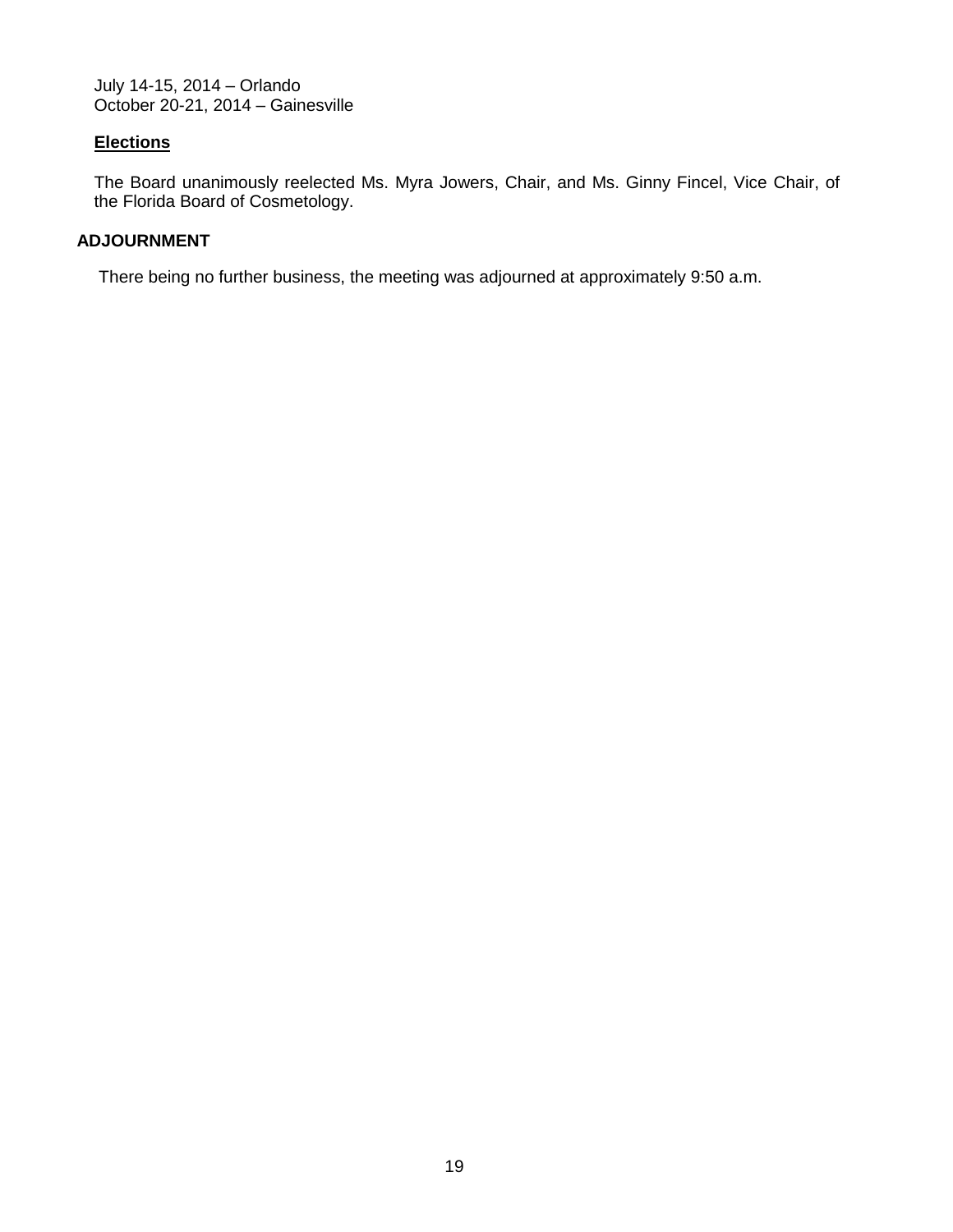July 14-15, 2014 – Orlando
October 20-21, 2014 – Gainesville

**Elections**

The Board unanimously reelected Ms. Myra Jowers, Chair, and Ms. Ginny Fincel, Vice Chair, of the Florida Board of Cosmetology.

## ADJOURNMENT

There being no further business, the meeting was adjourned at approximately 9:50 a.m.